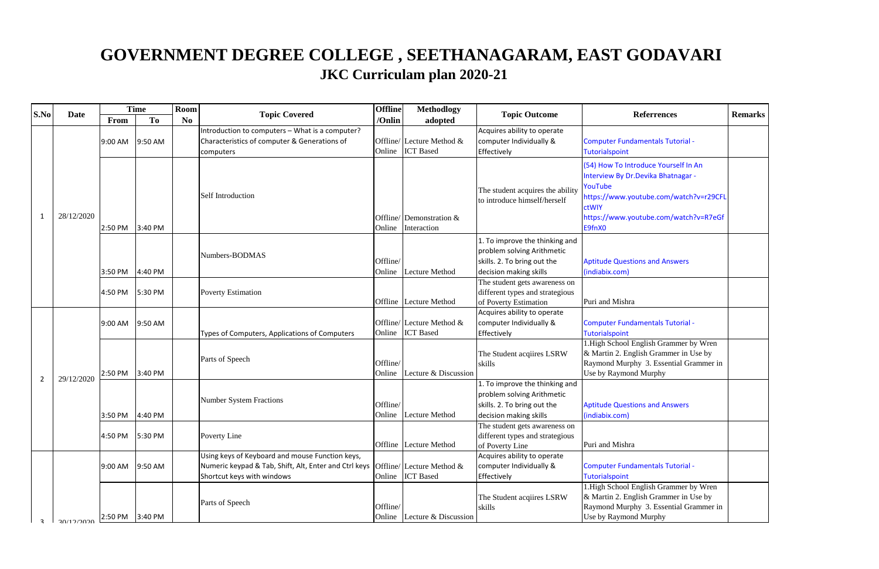# GOVERNMENT DEGREE COLLEGE , SEETHANAGARAM, EAST GODAVARI

## JKC Curriculam plan 2020-21

| S.No | Date | Time | | Room | Topic Covered | Offline /Onlin | Methodlogy adopted | Topic Outcome | Referrences | Remarks |
|---|---|---|---|---|---|---|---|---|---|---|
| | | From | To | No | | | | | | |
| 1 | 28/12/2020 | 9:00 AM | 9:50 AM | | Introduction to computers – What is a computer? Characteristics of computer & Generations of computers | Offline/ Online | Lecture Method & ICT Based | Acquires ability to operate computer Individually & Effectively | Computer Fundamentals Tutorial - Tutorialspoint | |
| | | 2:50 PM | 3:40 PM | | Self Introduction | Offline/ Online | Demonstration & Interaction | The student acquires the ability to introduce himself/herself | (54) How To Introduce Yourself In An Interview By Dr.Devika Bhatnagar - YouTube https://www.youtube.com/watch?v=r29CFLctWIY https://www.youtube.com/watch?v=R7eGfE9fnX0 | |
| | | 3:50 PM | 4:40 PM | | Numbers-BODMAS | Offline/ Online | Lecture Method | 1. To improve the thinking and problem solving Arithmetic skills. 2. To bring out the decision making skills | Aptitude Questions and Answers (indiabix.com) | |
| | | 4:50 PM | 5:30 PM | | Poverty Estimation | Offline | Lecture Method | The student gets awareness on different types and strategious of Poverty Estimation | Puri and Mishra | |
| 2 | 29/12/2020 | 9:00 AM | 9:50 AM | | Types of Computers, Applications of Computers | Offline/ Online | Lecture Method & ICT Based | Acquires ability to operate computer Individually & Effectively | Computer Fundamentals Tutorial - Tutorialspoint | |
| | | 2:50 PM | 3:40 PM | | Parts of Speech | Offline/ Online | Lecture & Discussion | The Student acqiires LSRW skills | 1.High School English Grammer by Wren & Martin 2. English Grammer in Use by Raymond Murphy 3. Essential Grammer in Use by Raymond Murphy | |
| | | 3:50 PM | 4:40 PM | | Number System Fractions | Offline/ Online | Lecture Method | 1. To improve the thinking and problem solving Arithmetic skills. 2. To bring out the decision making skills | Aptitude Questions and Answers (indiabix.com) | |
| | | 4:50 PM | 5:30 PM | | Poverty Line | Offline | Lecture Method | The student gets awareness on different types and strategious of Poverty Line | Puri and Mishra | |
| 3 | 30/12/2020 | 9:00 AM | 9:50 AM | | Using keys of Keyboard and mouse Function keys, Numeric keypad & Tab, Shift, Alt, Enter and Ctrl keys Shortcut keys with windows | Offline/ Online | Lecture Method & ICT Based | Acquires ability to operate computer Individually & Effectively | Computer Fundamentals Tutorial - Tutorialspoint | |
| | | 2:50 PM | 3:40 PM | | Parts of Speech | Offline/ Online | Lecture & Discussion | The Student acqiires LSRW skills | 1.High School English Grammer by Wren & Martin 2. English Grammer in Use by Raymond Murphy 3. Essential Grammer in Use by Raymond Murphy | |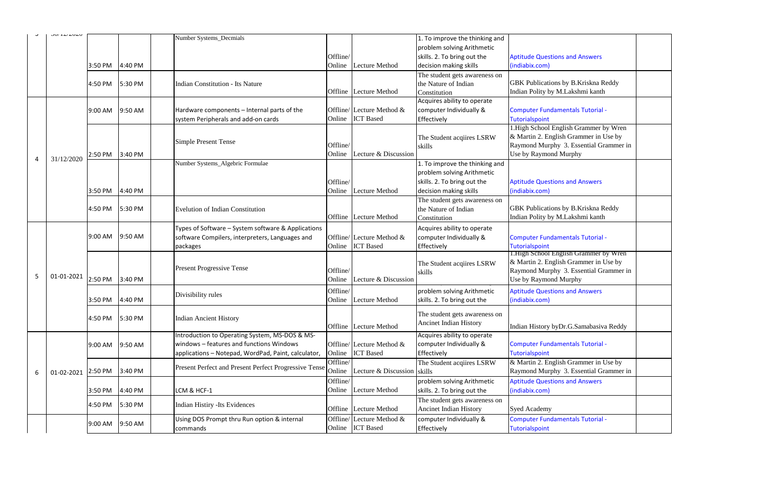| | | | | | | | | | | |
|---|---|---|---|---|---|---|---|---|---|---|
| | | 3:50 PM | 4:40 PM | | Number Systems_Decmials | Offline/ Online | Lecture Method | 1. To improve the thinking and problem solving Arithmetic skills. 2. To bring out the decision making skills | Aptitude Questions and Answers (indiabix.com) | |
| | | 4:50 PM | 5:30 PM | | Indian Constitution - Its Nature | Offline | Lecture Method | The student gets awareness on the Nature of Indian Constitution | GBK Publications by B.Kriskna Reddy Indian Polity by M.Lakshmi kanth | |
| 4 | 31/12/2020 | 9:00 AM | 9:50 AM | | Hardware components – Internal parts of the system Peripherals and add-on cards | Offline/ Online | Lecture Method & ICT Based | Acquires ability to operate computer Individually & Effectively | Computer Fundamentals Tutorial - Tutorialspoint | |
| | | 2:50 PM | 3:40 PM | | Simple Present Tense | Offline/ Online | Lecture & Discussion | The Student acqiires LSRW skills | 1.High School English Grammer by Wren & Martin 2. English Grammer in Use by Raymond Murphy 3. Essential Grammer in Use by Raymond Murphy | |
| | | 3:50 PM | 4:40 PM | | Number Systems_Algebric Formulae | Offline/ Online | Lecture Method | 1. To improve the thinking and problem solving Arithmetic skills. 2. To bring out the decision making skills | Aptitude Questions and Answers (indiabix.com) | |
| | | 4:50 PM | 5:30 PM | | Evelution of Indian Constitution | Offline | Lecture Method | The student gets awareness on the Nature of Indian Constitution | GBK Publications by B.Kriskna Reddy Indian Polity by M.Lakshmi kanth | |
| 5 | 01-01-2021 | 9:00 AM | 9:50 AM | | Types of Software – System software & Applications software Compilers, interpreters, Languages and packages | Offline/ Online | Lecture Method & ICT Based | Acquires ability to operate computer Individually & Effectively | Computer Fundamentals Tutorial - Tutorialspoint | |
| | | 2:50 PM | 3:40 PM | | Present Progressive Tense | Offline/ Online | Lecture & Discussion | The Student acqiires LSRW skills | 1.High School English Grammer by Wren & Martin 2. English Grammer in Use by Raymond Murphy 3. Essential Grammer in Use by Raymond Murphy | |
| | | 3:50 PM | 4:40 PM | | Divisibility rules | Offline/ Online | Lecture Method | problem solving Arithmetic skills. 2. To bring out the | Aptitude Questions and Answers (indiabix.com) | |
| | | 4:50 PM | 5:30 PM | | Indian Ancient History | Offline | Lecture Method | The student gets awareness on Ancinet Indian History | Indian History byDr.G.Samabasiva Reddy | |
| 6 | 01-02-2021 | 9:00 AM | 9:50 AM | | Introduction to Operating System, MS-DOS & MS-windows – features and functions Windows applications – Notepad, WordPad, Paint, calculator, | Offline/ Online | Lecture Method & ICT Based | Acquires ability to operate computer Individually & Effectively | Computer Fundamentals Tutorial - Tutorialspoint | |
| | | 2:50 PM | 3:40 PM | | Present Perfect and Present Perfect Progressive Tense | Offline/ Online | Lecture & Discussion | The Student acqiires LSRW skills | & Martin 2. English Grammer in Use by Raymond Murphy 3. Essential Grammer in | |
| | | 3:50 PM | 4:40 PM | | LCM & HCF-1 | Offline/ Online | Lecture Method | problem solving Arithmetic skills. 2. To bring out the | Aptitude Questions and Answers (indiabix.com) | |
| | | 4:50 PM | 5:30 PM | | Indian Histiry -Its Evidences | Offline | Lecture Method | The student gets awareness on Ancinet Indian History | Syed Academy | |
| | | 9:00 AM | 9:50 AM | | Using DOS Prompt thru Run option & internal commands | Offline/ Online | Lecture Method & ICT Based | computer Individually & Effectively | Computer Fundamentals Tutorial - Tutorialspoint | |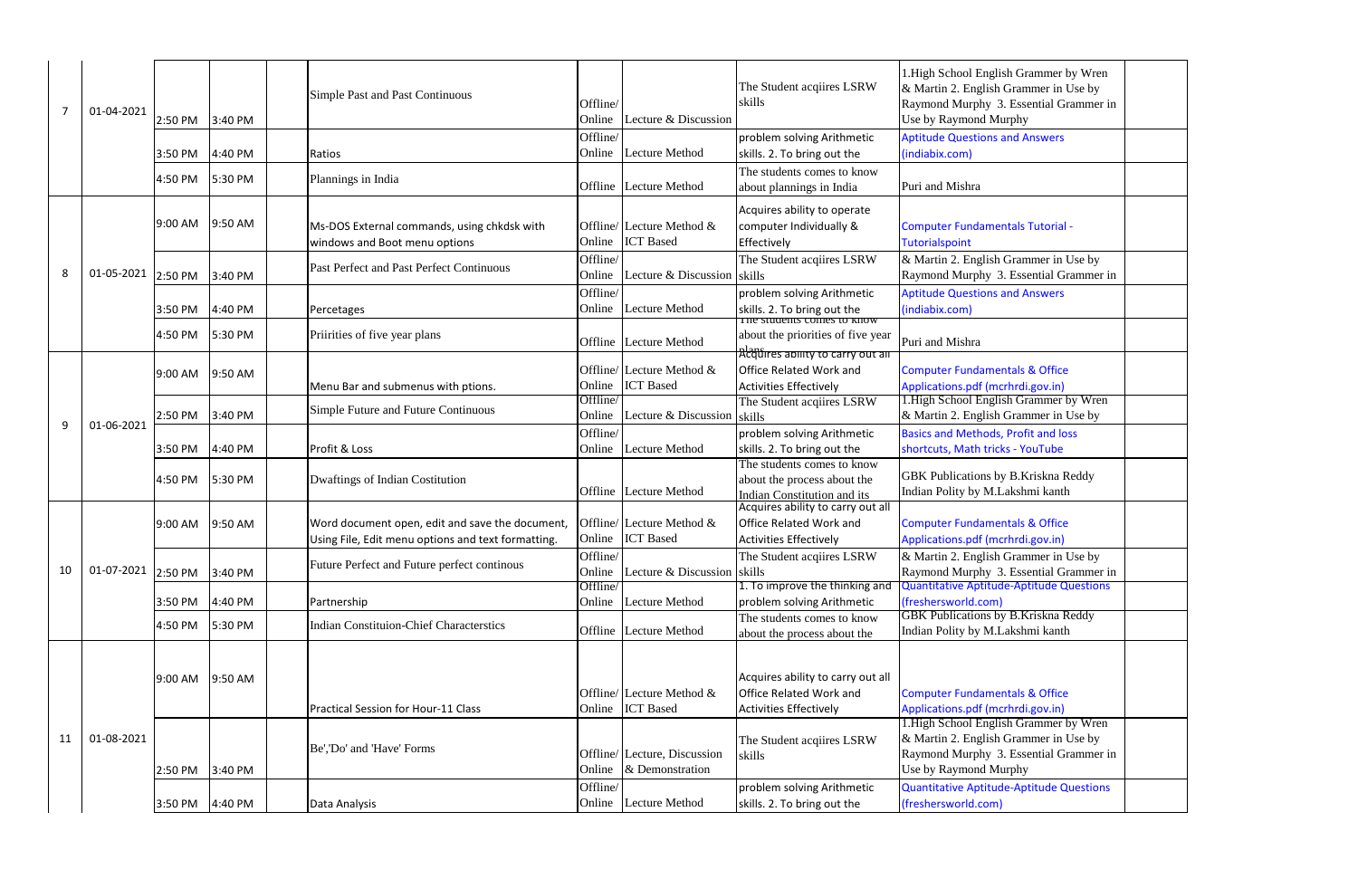| 7 | 01-04-2021 | 2:50 PM | 3:40 PM | | Simple Past and Past Continuous | Offline/ Online | Lecture & Discussion | The Student acqiires LSRW skills | 1.High School English Grammer by Wren & Martin 2. English Grammer in Use by Raymond Murphy 3. Essential Grammer in Use by Raymond Murphy | |
|---|---|---|---|---|---|---|---|---|---|---|
| | | 3:50 PM | 4:40 PM | | Ratios | Offline/ Online | Lecture Method | problem solving Arithmetic skills. 2. To bring out the | Aptitude Questions and Answers (indiabix.com) | |
| | | 4:50 PM | 5:30 PM | | Plannings in India | Offline | Lecture Method | The students comes to know about plannings in India | Puri and Mishra | |
| 8 | 01-05-2021 | 9:00 AM | 9:50 AM | | Ms-DOS External commands, using chkdsk with windows and Boot menu options | Offline/ Online | Lecture Method & ICT Based | Acquires ability to operate computer Individually & Effectively | Computer Fundamentals Tutorial - Tutorialspoint | |
| | | 2:50 PM | 3:40 PM | | Past Perfect and Past Perfect Continuous | Offline/ Online | Lecture & Discussion | The Student acqiires LSRW skills | & Martin 2. English Grammer in Use by Raymond Murphy 3. Essential Grammer in | |
| | | 3:50 PM | 4:40 PM | | Percetages | Offline/ Online | Lecture Method | problem solving Arithmetic skills. 2. To bring out the | Aptitude Questions and Answers (indiabix.com) | |
| | | 4:50 PM | 5:30 PM | | Priirities of five year plans | Offline | Lecture Method | The students comes to know about the priorities of five year plans | Puri and Mishra | |
| 9 | 01-06-2021 | 9:00 AM | 9:50 AM | | Menu Bar and submenus with ptions. | Offline/ Online | Lecture Method & ICT Based | Acquires ability to carry out all Office Related Work and Activities Effectively | Computer Fundamentals & Office Applications.pdf (mcrhrdi.gov.in) | |
| | | 2:50 PM | 3:40 PM | | Simple Future and Future Continuous | Offline/ Online | Lecture & Discussion | The Student acqiires LSRW skills | 1.High School English Grammer by Wren & Martin 2. English Grammer in Use by | |
| | | 3:50 PM | 4:40 PM | | Profit & Loss | Offline/ Online | Lecture Method | problem solving Arithmetic skills. 2. To bring out the | Basics and Methods, Profit and loss shortcuts, Math tricks - YouTube | |
| | | 4:50 PM | 5:30 PM | | Dwaftings of Indian Costitution | Offline | Lecture Method | The students comes to know about the process about the Indian Constitution and its | GBK Publications by B.Kriskna Reddy Indian Polity by M.Lakshmi kanth | |
| 10 | 01-07-2021 | 9:00 AM | 9:50 AM | | Word document open, edit and save the document, Using File, Edit menu options and text formatting. | Offline/ Online | Lecture Method & ICT Based | Acquires ability to carry out all Office Related Work and Activities Effectively | Computer Fundamentals & Office Applications.pdf (mcrhrdi.gov.in) | |
| | | 2:50 PM | 3:40 PM | | Future Perfect and Future perfect continous | Offline/ Online | Lecture & Discussion | The Student acqiires LSRW skills | & Martin 2. English Grammer in Use by Raymond Murphy 3. Essential Grammer in | |
| | | 3:50 PM | 4:40 PM | | Partnership | Offline/ Online | Lecture Method | 1. To improve the thinking and problem solving Arithmetic | Quantitative Aptitude-Aptitude Questions (freshersworld.com) | |
| | | 4:50 PM | 5:30 PM | | Indian Constituion-Chief Characterstics | Offline | Lecture Method | The students comes to know about the process about the | GBK Publications by B.Kriskna Reddy Indian Polity by M.Lakshmi kanth | |
| 11 | 01-08-2021 | 9:00 AM | 9:50 AM | | Practical Session for Hour-11 Class | Offline/ Online | Lecture Method & ICT Based | Acquires ability to carry out all Office Related Work and Activities Effectively | Computer Fundamentals & Office Applications.pdf (mcrhrdi.gov.in) | |
| | | 2:50 PM | 3:40 PM | | Be','Do' and 'Have' Forms | Offline/ Online | Lecture, Discussion & Demonstration | The Student acqiires LSRW skills | 1.High School English Grammer by Wren & Martin 2. English Grammer in Use by Raymond Murphy 3. Essential Grammer in Use by Raymond Murphy | |
| | | 3:50 PM | 4:40 PM | | Data Analysis | Offline/ Online | Lecture Method | problem solving Arithmetic skills. 2. To bring out the | Quantitative Aptitude-Aptitude Questions (freshersworld.com) | |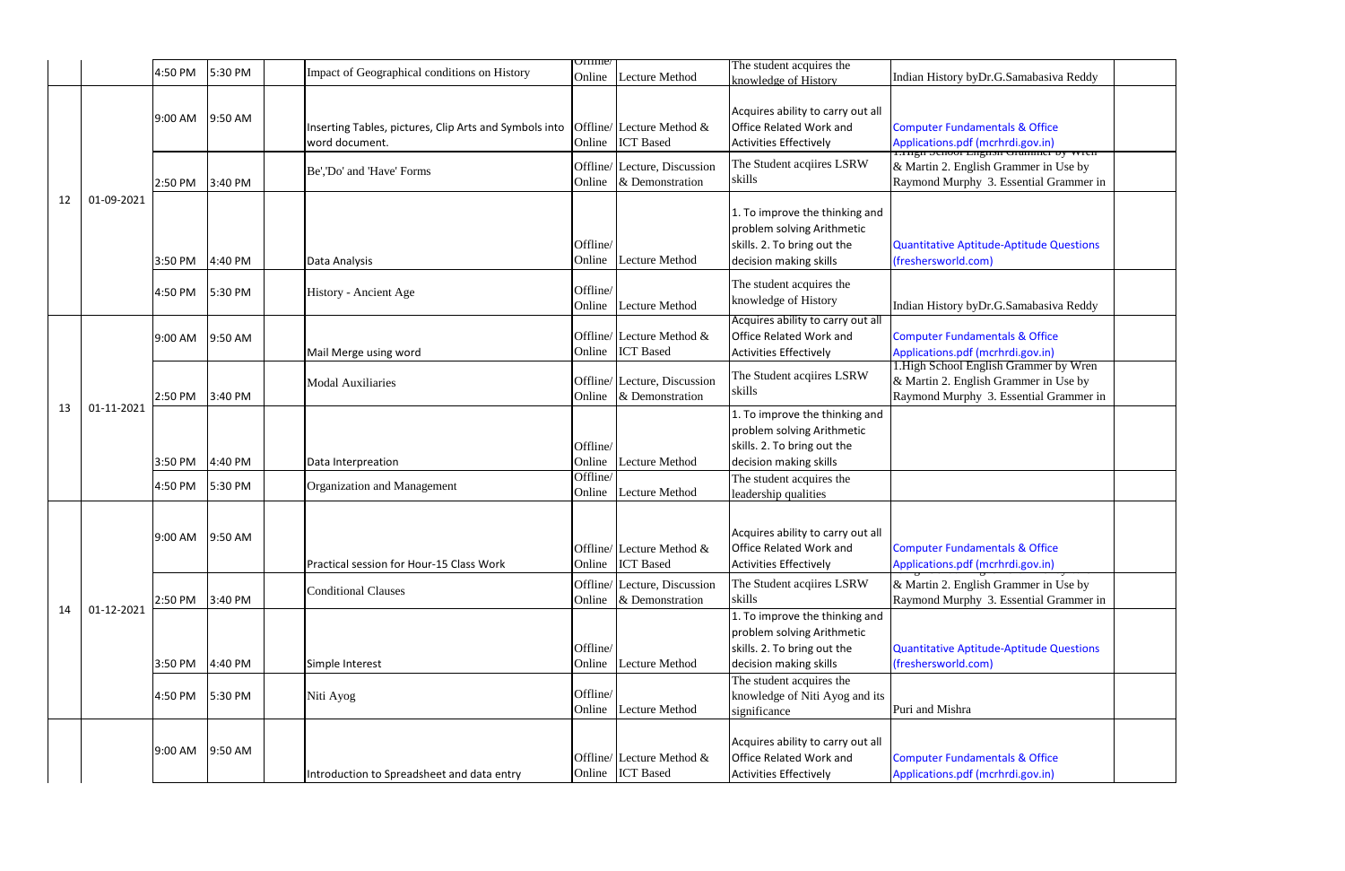| | | 4:50 PM | 5:30 PM | | Impact of Geographical conditions on History | Offline/ Online | Lecture Method | The student acquires the knowledge of History | Indian History byDr.G.Samabasiva Reddy | |
|---|---|---|---|---|---|---|---|---|---|---|
| 12 | 01-09-2021 | 9:00 AM | 9:50 AM | | Inserting Tables, pictures, Clip Arts and Symbols into word document. | Offline/ Online | Lecture Method & ICT Based | Acquires ability to carry out all Office Related Work and Activities Effectively | Computer Fundamentals & Office Applications.pdf (mcrhrdi.gov.in) | |
| | | 2:50 PM | 3:40 PM | | Be','Do' and 'Have' Forms | Offline/ Online | Lecture, Discussion & Demonstration | The Student acqiires LSRW skills | 1.High School English Grammer by Wren & Martin 2. English Grammer in Use by Raymond Murphy 3. Essential Grammer in | |
| | | 3:50 PM | 4:40 PM | | Data Analysis | Offline/ Online | Lecture Method | 1. To improve the thinking and problem solving Arithmetic skills. 2. To bring out the decision making skills | Quantitative Aptitude-Aptitude Questions (freshersworld.com) | |
| | | 4:50 PM | 5:30 PM | | History - Ancient Age | Offline/ Online | Lecture Method | The student acquires the knowledge of History | Indian History byDr.G.Samabasiva Reddy | |
| 13 | 01-11-2021 | 9:00 AM | 9:50 AM | | Mail Merge using word | Offline/ Online | Lecture Method & ICT Based | Acquires ability to carry out all Office Related Work and Activities Effectively | Computer Fundamentals & Office Applications.pdf (mcrhrdi.gov.in) | |
| | | 2:50 PM | 3:40 PM | | Modal Auxiliaries | Offline/ Online | Lecture, Discussion & Demonstration | The Student acqiires LSRW skills | 1.High School English Grammer by Wren & Martin 2. English Grammer in Use by Raymond Murphy 3. Essential Grammer in | |
| | | 3:50 PM | 4:40 PM | | Data Interpreation | Offline/ Online | Lecture Method | 1. To improve the thinking and problem solving Arithmetic skills. 2. To bring out the decision making skills | | |
| | | 4:50 PM | 5:30 PM | | Organization and Management | Offline/ Online | Lecture Method | The student acquires the leadership qualities | | |
| 14 | 01-12-2021 | 9:00 AM | 9:50 AM | | Practical session for Hour-15 Class Work | Offline/ Online | Lecture Method & ICT Based | Acquires ability to carry out all Office Related Work and Activities Effectively | Computer Fundamentals & Office Applications.pdf (mcrhrdi.gov.in) | |
| | | 2:50 PM | 3:40 PM | | Conditional Clauses | Offline/ Online | Lecture, Discussion & Demonstration | The Student acqiires LSRW skills | & Martin 2. English Grammer in Use by Raymond Murphy 3. Essential Grammer in | |
| | | 3:50 PM | 4:40 PM | | Simple Interest | Offline/ Online | Lecture Method | 1. To improve the thinking and problem solving Arithmetic skills. 2. To bring out the decision making skills | Quantitative Aptitude-Aptitude Questions (freshersworld.com) | |
| | | 4:50 PM | 5:30 PM | | Niti Ayog | Offline/ Online | Lecture Method | The student acquires the knowledge of Niti Ayog and its significance | Puri and Mishra | |
| | | 9:00 AM | 9:50 AM | | Introduction to Spreadsheet and data entry | Offline/ Online | Lecture Method & ICT Based | Acquires ability to carry out all Office Related Work and Activities Effectively | Computer Fundamentals & Office Applications.pdf (mcrhrdi.gov.in) | |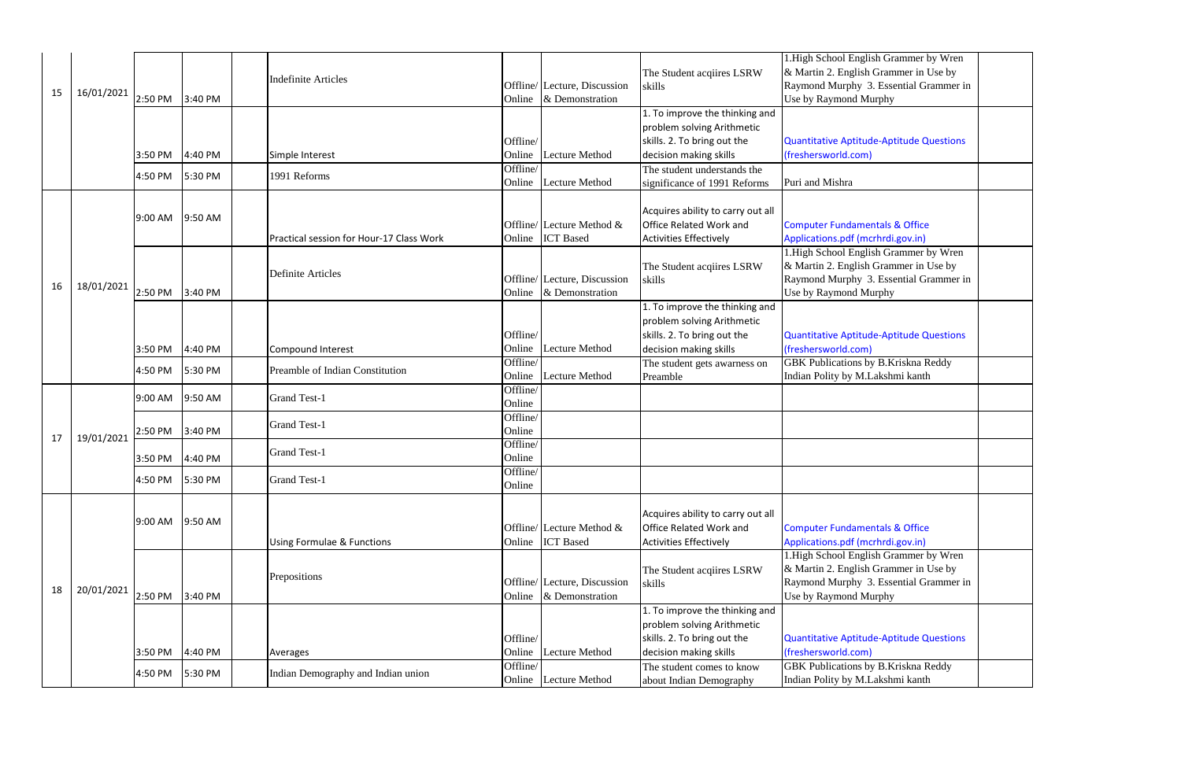| 15 | 16/01/2021 | 2:50 PM | 3:40 PM | | Indefinite Articles | Offline/ Online | Lecture, Discussion & Demonstration | The Student acqiires LSRW skills | 1.High School English Grammer by Wren & Martin 2. English Grammer in Use by Raymond Murphy 3. Essential Grammer in Use by Raymond Murphy | |
|---|---|---|---|---|---|---|---|---|---|---|
| | | 3:50 PM | 4:40 PM | | Simple Interest | Offline/ Online | Lecture Method | 1. To improve the thinking and problem solving Arithmetic skills. 2. To bring out the decision making skills | Quantitative Aptitude-Aptitude Questions (freshersworld.com) | |
| | | 4:50 PM | 5:30 PM | | 1991 Reforms | Offline/ Online | Lecture Method | The student understands the significance of 1991 Reforms | Puri and Mishra | |
| 16 | 18/01/2021 | 9:00 AM | 9:50 AM | | Practical session for Hour-17 Class Work | Offline/ Online | Lecture Method & ICT Based | Acquires ability to carry out all Office Related Work and Activities Effectively | Computer Fundamentals & Office Applications.pdf (mcrhrdi.gov.in) | |
| | | 2:50 PM | 3:40 PM | | Definite Articles | Offline/ Online | Lecture, Discussion & Demonstration | The Student acqiires LSRW skills | 1.High School English Grammer by Wren & Martin 2. English Grammer in Use by Raymond Murphy 3. Essential Grammer in Use by Raymond Murphy | |
| | | 3:50 PM | 4:40 PM | | Compound Interest | Offline/ Online | Lecture Method | 1. To improve the thinking and problem solving Arithmetic skills. 2. To bring out the decision making skills | Quantitative Aptitude-Aptitude Questions (freshersworld.com) | |
| | | 4:50 PM | 5:30 PM | | Preamble of Indian Constitution | Offline/ Online | Lecture Method | The student gets awarness on Preamble | GBK Publications by B.Kriskna Reddy Indian Polity by M.Lakshmi kanth | |
| 17 | 19/01/2021 | 9:00 AM | 9:50 AM | | Grand Test-1 | Offline/ Online | | | | |
| | | 2:50 PM | 3:40 PM | | Grand Test-1 | Offline/ Online | | | | |
| | | 3:50 PM | 4:40 PM | | Grand Test-1 | Offline/ Online | | | | |
| | | 4:50 PM | 5:30 PM | | Grand Test-1 | Offline/ Online | | | | |
| 18 | 20/01/2021 | 9:00 AM | 9:50 AM | | Using Formulae & Functions | Offline/ Online | Lecture Method & ICT Based | Acquires ability to carry out all Office Related Work and Activities Effectively | Computer Fundamentals & Office Applications.pdf (mcrhrdi.gov.in) | |
| | | 2:50 PM | 3:40 PM | | Prepositions | Offline/ Online | Lecture, Discussion & Demonstration | The Student acqiires LSRW skills | 1.High School English Grammer by Wren & Martin 2. English Grammer in Use by Raymond Murphy 3. Essential Grammer in Use by Raymond Murphy | |
| | | 3:50 PM | 4:40 PM | | Averages | Offline/ Online | Lecture Method | 1. To improve the thinking and problem solving Arithmetic skills. 2. To bring out the decision making skills | Quantitative Aptitude-Aptitude Questions (freshersworld.com) | |
| | | 4:50 PM | 5:30 PM | | Indian Demography and Indian union | Offline/ Online | Lecture Method | The student comes to know about Indian Demography | GBK Publications by B.Kriskna Reddy Indian Polity by M.Lakshmi kanth | |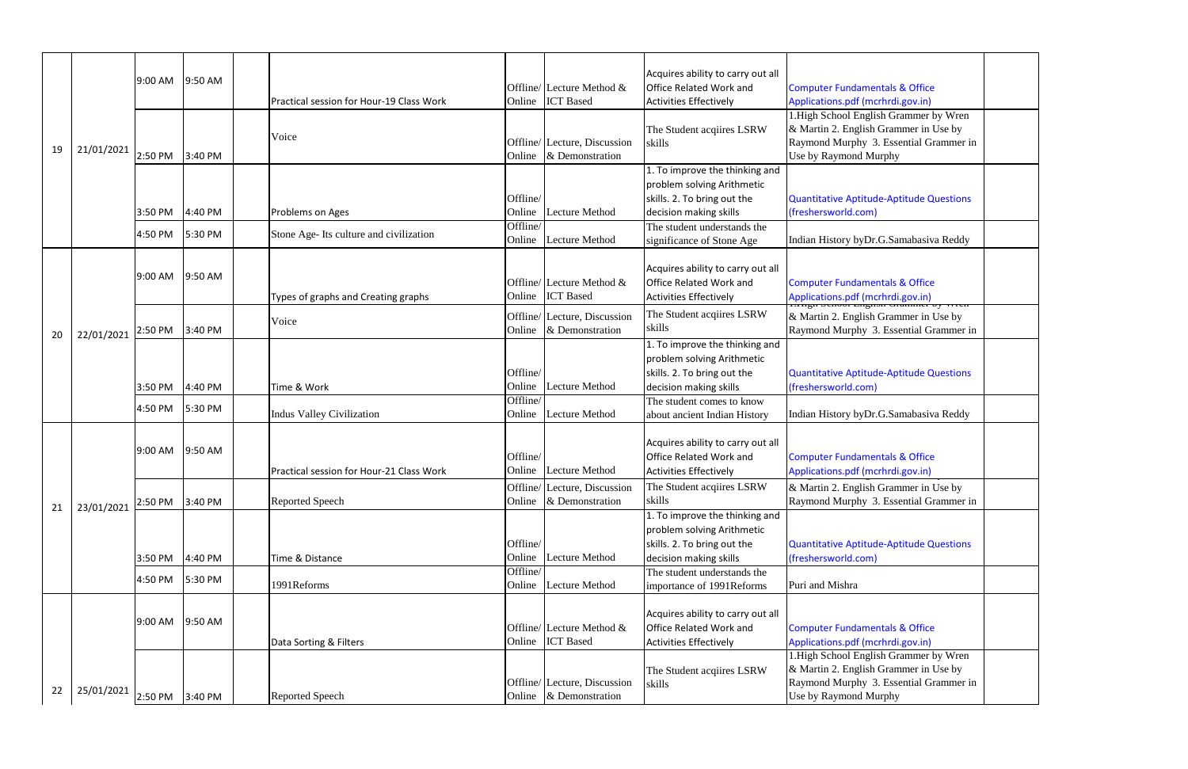| | | | | | | | | | | |
|---|---|---|---|---|---|---|---|---|---|---|
| 19 | 21/01/2021 | 9:00 AM | 9:50 AM | | Practical session for Hour-19 Class Work | Offline/ Online | Lecture Method & ICT Based | Acquires ability to carry out all Office Related Work and Activities Effectively | Computer Fundamentals & Office Applications.pdf (mcrhrdi.gov.in) | |
| | | 2:50 PM | 3:40 PM | | Voice | Offline/ Online | Lecture, Discussion & Demonstration | The Student acqiires LSRW skills | 1.High School English Grammer by Wren & Martin 2. English Grammer in Use by Raymond Murphy 3. Essential Grammer in Use by Raymond Murphy | |
| | | 3:50 PM | 4:40 PM | | Problems on Ages | Offline/ Online | Lecture Method | 1. To improve the thinking and problem solving Arithmetic skills. 2. To bring out the decision making skills | Quantitative Aptitude-Aptitude Questions (freshersworld.com) | |
| | | 4:50 PM | 5:30 PM | | Stone Age- Its culture and civilization | Offline/ Online | Lecture Method | The student understands the significance of Stone Age | Indian History byDr.G.Samabasiva Reddy | |
| 20 | 22/01/2021 | 9:00 AM | 9:50 AM | | Types of graphs and Creating graphs | Offline/ Online | Lecture Method & ICT Based | Acquires ability to carry out all Office Related Work and Activities Effectively | Computer Fundamentals & Office Applications.pdf (mcrhrdi.gov.in) | |
| | | 2:50 PM | 3:40 PM | | Voice | Offline/ Online | Lecture, Discussion & Demonstration | The Student acqiires LSRW skills | 1.High School English Grammer by Wren & Martin 2. English Grammer in Use by Raymond Murphy 3. Essential Grammer in | |
| | | 3:50 PM | 4:40 PM | | Time & Work | Offline/ Online | Lecture Method | 1. To improve the thinking and problem solving Arithmetic skills. 2. To bring out the decision making skills | Quantitative Aptitude-Aptitude Questions (freshersworld.com) | |
| | | 4:50 PM | 5:30 PM | | Indus Valley Civilization | Offline/ Online | Lecture Method | The student comes to know about ancient Indian History | Indian History byDr.G.Samabasiva Reddy | |
| 21 | 23/01/2021 | 9:00 AM | 9:50 AM | | Practical session for Hour-21 Class Work | Offline/ Online | Lecture Method | Acquires ability to carry out all Office Related Work and Activities Effectively | Computer Fundamentals & Office Applications.pdf (mcrhrdi.gov.in) | |
| | | 2:50 PM | 3:40 PM | | Reported Speech | Offline/ Online | Lecture, Discussion & Demonstration | The Student acqiires LSRW skills | & Martin 2. English Grammer in Use by Raymond Murphy 3. Essential Grammer in | |
| | | 3:50 PM | 4:40 PM | | Time & Distance | Offline/ Online | Lecture Method | 1. To improve the thinking and problem solving Arithmetic skills. 2. To bring out the decision making skills | Quantitative Aptitude-Aptitude Questions (freshersworld.com) | |
| | | 4:50 PM | 5:30 PM | | 1991Reforms | Offline/ Online | Lecture Method | The student understands the importance of 1991Reforms | Puri and Mishra | |
| 22 | 25/01/2021 | 9:00 AM | 9:50 AM | | Data Sorting & Filters | Offline/ Online | Lecture Method & ICT Based | Acquires ability to carry out all Office Related Work and Activities Effectively | Computer Fundamentals & Office Applications.pdf (mcrhrdi.gov.in) | |
| | | 2:50 PM | 3:40 PM | | Reported Speech | Offline/ Online | Lecture, Discussion & Demonstration | The Student acqiires LSRW skills | 1.High School English Grammer by Wren & Martin 2. English Grammer in Use by Raymond Murphy 3. Essential Grammer in Use by Raymond Murphy | |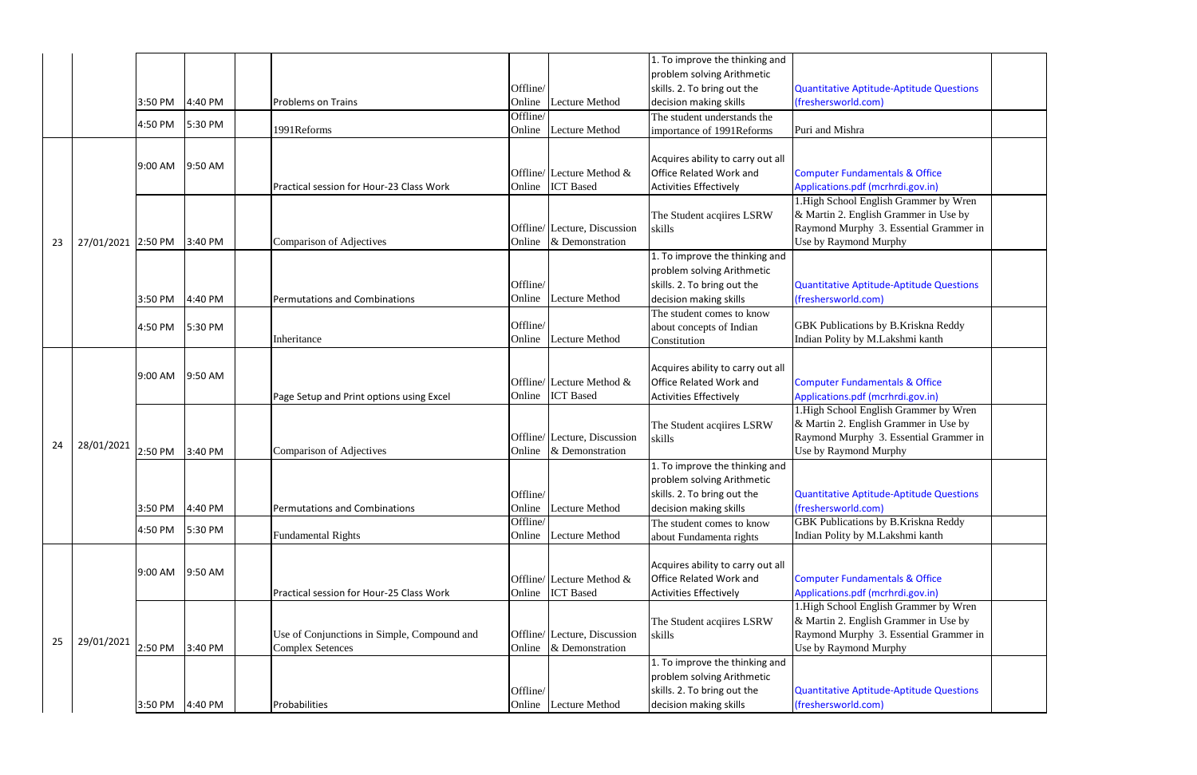|  |  |  |  |  |  |  |  |  |  |  |
|---|---|---|---|---|---|---|---|---|---|---|
|  |  | 3:50 PM | 4:40 PM |  | Problems on Trains | Offline/ Online | Lecture Method | 1. To improve the thinking and problem solving Arithmetic skills. 2. To bring out the decision making skills | Quantitative Aptitude-Aptitude Questions (freshersworld.com) |  |
|  |  | 4:50 PM | 5:30 PM |  | 1991Reforms | Offline/ Online | Lecture Method | The student understands the importance of 1991Reforms | Puri and Mishra |  |
| 23 | 27/01/2021 | 9:00 AM | 9:50 AM |  | Practical session for Hour-23 Class Work | Offline/ Online | Lecture Method & ICT Based | Acquires ability to carry out all Office Related Work and Activities Effectively | Computer Fundamentals & Office Applications.pdf (mcrhrdi.gov.in) |  |
|  |  | 2:50 PM | 3:40 PM |  | Comparison of Adjectives | Offline/ Online | Lecture, Discussion & Demonstration | The Student acqiires LSRW skills | 1.High School English Grammer by Wren & Martin 2. English Grammer in Use by Raymond Murphy 3. Essential Grammer in Use by Raymond Murphy |  |
|  |  | 3:50 PM | 4:40 PM |  | Permutations and Combinations | Offline/ Online | Lecture Method | 1. To improve the thinking and problem solving Arithmetic skills. 2. To bring out the decision making skills | Quantitative Aptitude-Aptitude Questions (freshersworld.com) |  |
|  |  | 4:50 PM | 5:30 PM |  | Inheritance | Offline/ Online | Lecture Method | The student comes to know about concepts of Indian Constitution | GBK Publications by B.Kriskna Reddy Indian Polity by M.Lakshmi kanth |  |
| 24 | 28/01/2021 | 9:00 AM | 9:50 AM |  | Page Setup and Print options using Excel | Offline/ Online | Lecture Method & ICT Based | Acquires ability to carry out all Office Related Work and Activities Effectively | Computer Fundamentals & Office Applications.pdf (mcrhrdi.gov.in) |  |
|  |  | 2:50 PM | 3:40 PM |  | Comparison of Adjectives | Offline/ Online | Lecture, Discussion & Demonstration | The Student acqiires LSRW skills | 1.High School English Grammer by Wren & Martin 2. English Grammer in Use by Raymond Murphy 3. Essential Grammer in Use by Raymond Murphy |  |
|  |  | 3:50 PM | 4:40 PM |  | Permutations and Combinations | Offline/ Online | Lecture Method | 1. To improve the thinking and problem solving Arithmetic skills. 2. To bring out the decision making skills | Quantitative Aptitude-Aptitude Questions (freshersworld.com) |  |
|  |  | 4:50 PM | 5:30 PM |  | Fundamental Rights | Offline/ Online | Lecture Method | The student comes to know about Fundamenta rights | GBK Publications by B.Kriskna Reddy Indian Polity by M.Lakshmi kanth |  |
| 25 | 29/01/2021 | 9:00 AM | 9:50 AM |  | Practical session for Hour-25 Class Work | Offline/ Online | Lecture Method & ICT Based | Acquires ability to carry out all Office Related Work and Activities Effectively | Computer Fundamentals & Office Applications.pdf (mcrhrdi.gov.in) |  |
|  |  | 2:50 PM | 3:40 PM |  | Use of Conjunctions in Simple, Compound and Complex Setences | Offline/ Online | Lecture, Discussion & Demonstration | The Student acqiires LSRW skills | 1.High School English Grammer by Wren & Martin 2. English Grammer in Use by Raymond Murphy 3. Essential Grammer in Use by Raymond Murphy |  |
|  |  | 3:50 PM | 4:40 PM |  | Probabilities | Offline/ Online | Lecture Method | 1. To improve the thinking and problem solving Arithmetic skills. 2. To bring out the decision making skills | Quantitative Aptitude-Aptitude Questions (freshersworld.com) |  |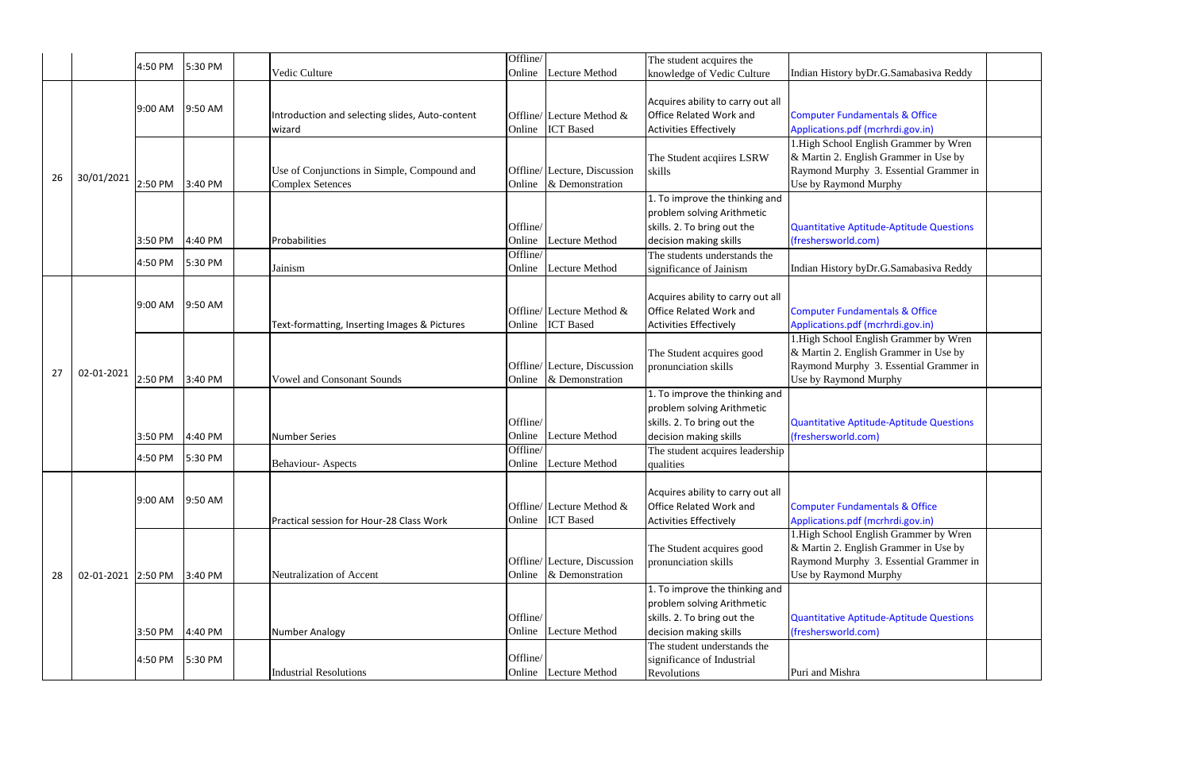|  |  | 4:50 PM | 5:30 PM |  | Vedic Culture | Offline/ Online | Lecture Method | The student acquires the knowledge of Vedic Culture | Indian History byDr.G.Samabasiva Reddy |  |
|---|---|---|---|---|---|---|---|---|---|---|
| 26 | 30/01/2021 | 9:00 AM | 9:50 AM |  | Introduction and selecting slides, Auto-content wizard | Offline/ Online | Lecture Method & ICT Based | Acquires ability to carry out all Office Related Work and Activities Effectively | Computer Fundamentals & Office Applications.pdf (mcrhrdi.gov.in) |  |
|  |  | 2:50 PM | 3:40 PM |  | Use of Conjunctions in Simple, Compound and Complex Setences | Offline/ Online | Lecture, Discussion & Demonstration | The Student acqiires LSRW skills | 1.High School English Grammer by Wren & Martin 2. English Grammer in Use by Raymond Murphy 3. Essential Grammer in Use by Raymond Murphy |  |
|  |  | 3:50 PM | 4:40 PM |  | Probabilities | Offline/ Online | Lecture Method | 1. To improve the thinking and problem solving Arithmetic skills. 2. To bring out the decision making skills | Quantitative Aptitude-Aptitude Questions (freshersworld.com) |  |
|  |  | 4:50 PM | 5:30 PM |  | Jainism | Offline/ Online | Lecture Method | The students understands the significance of Jainism | Indian History byDr.G.Samabasiva Reddy |  |
| 27 | 02-01-2021 | 9:00 AM | 9:50 AM |  | Text-formatting, Inserting Images & Pictures | Offline/ Online | Lecture Method & ICT Based | Acquires ability to carry out all Office Related Work and Activities Effectively | Computer Fundamentals & Office Applications.pdf (mcrhrdi.gov.in) |  |
|  |  | 2:50 PM | 3:40 PM |  | Vowel and Consonant Sounds | Offline/ Online | Lecture, Discussion & Demonstration | The Student acquires good pronunciation skills | 1.High School English Grammer by Wren & Martin 2. English Grammer in Use by Raymond Murphy 3. Essential Grammer in Use by Raymond Murphy |  |
|  |  | 3:50 PM | 4:40 PM |  | Number Series | Offline/ Online | Lecture Method | 1. To improve the thinking and problem solving Arithmetic skills. 2. To bring out the decision making skills | Quantitative Aptitude-Aptitude Questions (freshersworld.com) |  |
|  |  | 4:50 PM | 5:30 PM |  | Behaviour- Aspects | Offline/ Online | Lecture Method | The student acquires leadership qualities |  |  |
| 28 | 02-01-2021 | 9:00 AM | 9:50 AM |  | Practical session for Hour-28 Class Work | Offline/ Online | Lecture Method & ICT Based | Acquires ability to carry out all Office Related Work and Activities Effectively | Computer Fundamentals & Office Applications.pdf (mcrhrdi.gov.in) |  |
|  |  | 2:50 PM | 3:40 PM |  | Neutralization of Accent | Offline/ Online | Lecture, Discussion & Demonstration | The Student acquires good pronunciation skills | 1.High School English Grammer by Wren & Martin 2. English Grammer in Use by Raymond Murphy 3. Essential Grammer in Use by Raymond Murphy |  |
|  |  | 3:50 PM | 4:40 PM |  | Number Analogy | Offline/ Online | Lecture Method | 1. To improve the thinking and problem solving Arithmetic skills. 2. To bring out the decision making skills | Quantitative Aptitude-Aptitude Questions (freshersworld.com) |  |
|  |  | 4:50 PM | 5:30 PM |  | Industrial Resolutions | Offline/ Online | Lecture Method | The student understands the significance of Industrial Revolutions | Puri and Mishra |  |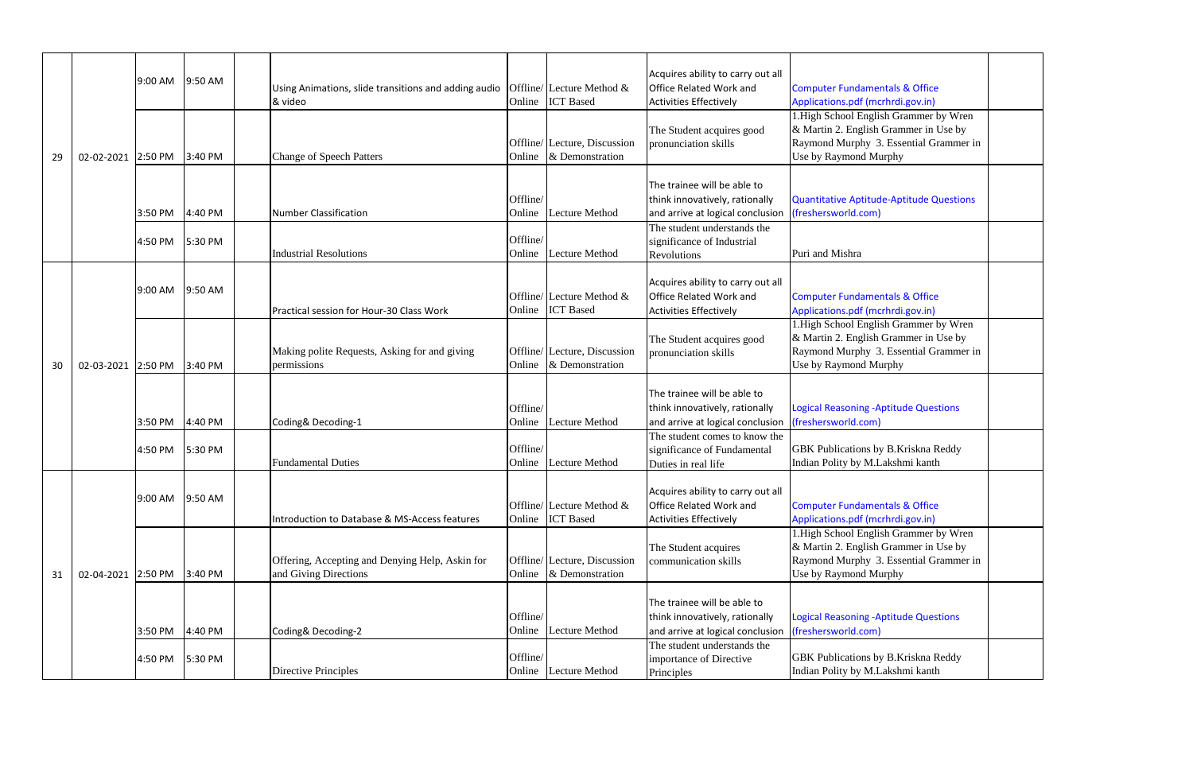| | | | | | | | | | |
|---|---|---|---|---|---|---|---|---|---|
| 29 | 02-02-2021 | 9:00 AM | 9:50 AM | | Using Animations, slide transitions and adding audio & video | Offline/ Online | Lecture Method & ICT Based | Acquires ability to carry out all Office Related Work and Activities Effectively | Computer Fundamentals & Office Applications.pdf (mcrhrdi.gov.in) | |
| | | 2:50 PM | 3:40 PM | | Change of Speech Patters | Offline/ Online | Lecture, Discussion & Demonstration | The Student acquires good pronunciation skills | 1.High School English Grammer by Wren & Martin 2. English Grammer in Use by Raymond Murphy 3. Essential Grammer in Use by Raymond Murphy | |
| | | 3:50 PM | 4:40 PM | | Number Classification | Offline/ Online | Lecture Method | The trainee will be able to think innovatively, rationally and arrive at logical conclusion | Quantitative Aptitude-Aptitude Questions (freshersworld.com) | |
| | | 4:50 PM | 5:30 PM | | Industrial Resolutions | Offline/ Online | Lecture Method | The student understands the significance of Industrial Revolutions | Puri and Mishra | |
| 30 | 02-03-2021 | 9:00 AM | 9:50 AM | | Practical session for Hour-30 Class Work | Offline/ Online | Lecture Method & ICT Based | Acquires ability to carry out all Office Related Work and Activities Effectively | Computer Fundamentals & Office Applications.pdf (mcrhrdi.gov.in) | |
| | | 2:50 PM | 3:40 PM | | Making polite Requests, Asking for and giving permissions | Offline/ Online | Lecture, Discussion & Demonstration | The Student acquires good pronunciation skills | 1.High School English Grammer by Wren & Martin 2. English Grammer in Use by Raymond Murphy 3. Essential Grammer in Use by Raymond Murphy | |
| | | 3:50 PM | 4:40 PM | | Coding& Decoding-1 | Offline/ Online | Lecture Method | The trainee will be able to think innovatively, rationally and arrive at logical conclusion | Logical Reasoning -Aptitude Questions (freshersworld.com) | |
| | | 4:50 PM | 5:30 PM | | Fundamental Duties | Offline/ Online | Lecture Method | The student comes to know the significance of Fundamental Duties in real life | GBK Publications by B.Kriskna Reddy Indian Polity by M.Lakshmi kanth | |
| 31 | 02-04-2021 | 9:00 AM | 9:50 AM | | Introduction to Database & MS-Access features | Offline/ Online | Lecture Method & ICT Based | Acquires ability to carry out all Office Related Work and Activities Effectively | Computer Fundamentals & Office Applications.pdf (mcrhrdi.gov.in) | |
| | | 2:50 PM | 3:40 PM | | Offering, Accepting and Denying Help, Askin for and Giving Directions | Offline/ Online | Lecture, Discussion & Demonstration | The Student acquires communication skills | 1.High School English Grammer by Wren & Martin 2. English Grammer in Use by Raymond Murphy 3. Essential Grammer in Use by Raymond Murphy | |
| | | 3:50 PM | 4:40 PM | | Coding& Decoding-2 | Offline/ Online | Lecture Method | The trainee will be able to think innovatively, rationally and arrive at logical conclusion | Logical Reasoning -Aptitude Questions (freshersworld.com) | |
| | | 4:50 PM | 5:30 PM | | Directive Principles | Offline/ Online | Lecture Method | The student understands the importance of Directive Principles | GBK Publications by B.Kriskna Reddy Indian Polity by M.Lakshmi kanth | |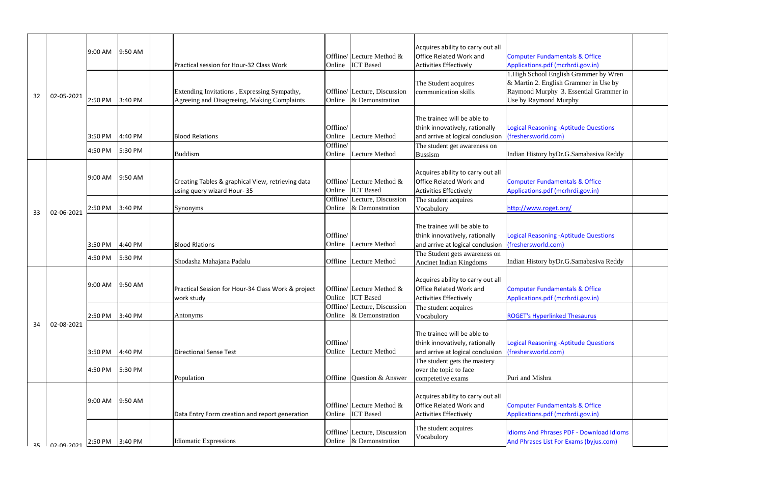| | | | | | | | | | | |
|---|---|---|---|---|---|---|---|---|---|---|
| 32 | 02-05-2021 | 9:00 AM | 9:50 AM | | Practical session for Hour-32 Class Work | Offline/ Online | Lecture Method & ICT Based | Acquires ability to carry out all Office Related Work and Activities Effectively | Computer Fundamentals & Office Applications.pdf (mcrhrdi.gov.in) | |
| | | 2:50 PM | 3:40 PM | | Extending Invitations , Expressing Sympathy, Agreeing and Disagreeing, Making Complaints | Offline/ Online | Lecture, Discussion & Demonstration | The Student acquires communication skills | 1.High School English Grammer by Wren & Martin 2. English Grammer in Use by Raymond Murphy 3. Essential Grammer in Use by Raymond Murphy | |
| | | 3:50 PM | 4:40 PM | | Blood Relations | Offline/ Online | Lecture Method | The trainee will be able to think innovatively, rationally and arrive at logical conclusion | Logical Reasoning -Aptitude Questions (freshersworld.com) | |
| | | 4:50 PM | 5:30 PM | | Buddism | Offline/ Online | Lecture Method | The student get awareness on Bussism | Indian History byDr.G.Samabasiva Reddy | |
| 33 | 02-06-2021 | 9:00 AM | 9:50 AM | | Creating Tables & graphical View, retrieving data using query wizard Hour- 35 | Offline/ Online | Lecture Method & ICT Based | Acquires ability to carry out all Office Related Work and Activities Effectively | Computer Fundamentals & Office Applications.pdf (mcrhrdi.gov.in) | |
| | | 2:50 PM | 3:40 PM | | Synonyms | Offline/ Online | Lecture, Discussion & Demonstration | The student acquires Vocabulory | http://www.roget.org/ | |
| | | 3:50 PM | 4:40 PM | | Blood Rlations | Offline/ Online | Lecture Method | The trainee will be able to think innovatively, rationally and arrive at logical conclusion | Logical Reasoning -Aptitude Questions (freshersworld.com) | |
| | | 4:50 PM | 5:30 PM | | Shodasha Mahajana Padalu | Offline | Lecture Method | The Student gets awareness on Ancinet Indian Kingdoms | Indian History byDr.G.Samabasiva Reddy | |
| 34 | 02-08-2021 | 9:00 AM | 9:50 AM | | Practical Session for Hour-34 Class Work & project work study | Offline/ Online | Lecture Method & ICT Based | Acquires ability to carry out all Office Related Work and Activities Effectively | Computer Fundamentals & Office Applications.pdf (mcrhrdi.gov.in) | |
| | | 2:50 PM | 3:40 PM | | Antonyms | Offline/ Online | Lecture, Discussion & Demonstration | The student acquires Vocabulory | ROGET's Hyperlinked Thesaurus | |
| | | 3:50 PM | 4:40 PM | | Directional Sense Test | Offline/ Online | Lecture Method | The trainee will be able to think innovatively, rationally and arrive at logical conclusion | Logical Reasoning -Aptitude Questions (freshersworld.com) | |
| | | 4:50 PM | 5:30 PM | | Population | Offline | Question & Answer | The student gets the mastery over the topic to face competetive exams | Puri and Mishra | |
| 35 | 02-09-2021 | 9:00 AM | 9:50 AM | | Data Entry Form creation and report generation | Offline/ Online | Lecture Method & ICT Based | Acquires ability to carry out all Office Related Work and Activities Effectively | Computer Fundamentals & Office Applications.pdf (mcrhrdi.gov.in) | |
| | | 2:50 PM | 3:40 PM | | Idiomatic Expressions | Offline/ Online | Lecture, Discussion & Demonstration | The student acquires Vocabulory | Idioms And Phrases PDF - Download Idioms And Phrases List For Exams (byjus.com) | |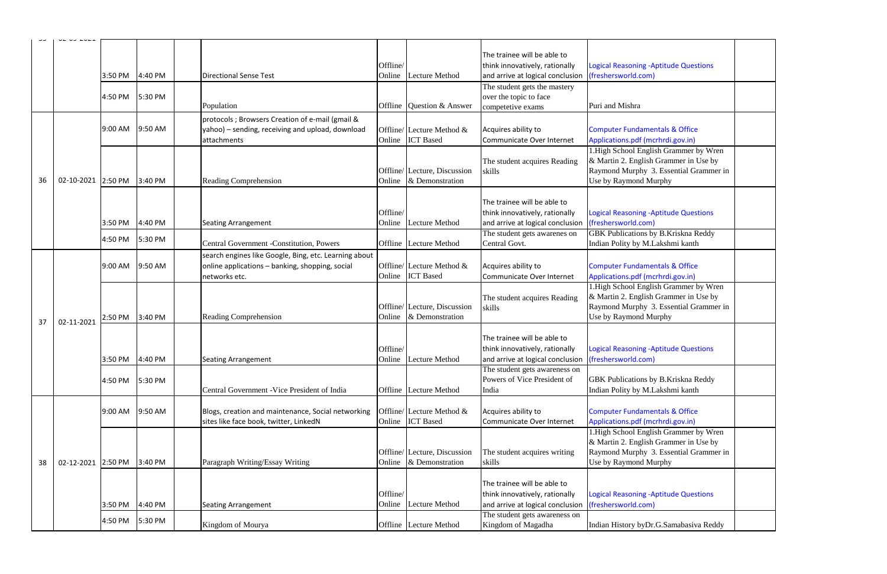| | | | | | | | | | | |
|---|---|---|---|---|---|---|---|---|---|---|
| | | 3:50 PM | 4:40 PM | | Directional Sense Test | Offline/ Online | Lecture Method | The trainee will be able to think innovatively, rationally and arrive at logical conclusion | Logical Reasoning -Aptitude Questions (freshersworld.com) | |
| | | 4:50 PM | 5:30 PM | | Population | Offline | Question & Answer | The student gets the mastery over the topic to face competetive exams | Puri and Mishra | |
| 36 | 02-10-2021 | 9:00 AM | 9:50 AM | | protocols ; Browsers Creation of e-mail (gmail & yahoo) – sending, receiving and upload, download attachments | Offline/ Online | Lecture Method & ICT Based | Acquires ability to Communicate Over Internet | Computer Fundamentals & Office Applications.pdf (mcrhrdi.gov.in) | |
| | | 2:50 PM | 3:40 PM | | Reading Comprehension | Offline/ Online | Lecture, Discussion & Demonstration | The student acquires Reading skills | 1.High School English Grammer by Wren & Martin 2. English Grammer in Use by Raymond Murphy 3. Essential Grammer in Use by Raymond Murphy | |
| | | 3:50 PM | 4:40 PM | | Seating Arrangement | Offline/ Online | Lecture Method | The trainee will be able to think innovatively, rationally and arrive at logical conclusion | Logical Reasoning -Aptitude Questions (freshersworld.com) | |
| | | 4:50 PM | 5:30 PM | | Central Government -Constitution, Powers | Offline | Lecture Method | The student gets awarenes on Central Govt. | GBK Publications by B.Kriskna Reddy Indian Polity by M.Lakshmi kanth | |
| 37 | 02-11-2021 | 9:00 AM | 9:50 AM | | search engines like Google, Bing, etc. Learning about online applications – banking, shopping, social networks etc. | Offline/ Online | Lecture Method & ICT Based | Acquires ability to Communicate Over Internet | Computer Fundamentals & Office Applications.pdf (mcrhrdi.gov.in) | |
| | | 2:50 PM | 3:40 PM | | Reading Comprehension | Offline/ Online | Lecture, Discussion & Demonstration | The student acquires Reading skills | 1.High School English Grammer by Wren & Martin 2. English Grammer in Use by Raymond Murphy 3. Essential Grammer in Use by Raymond Murphy | |
| | | 3:50 PM | 4:40 PM | | Seating Arrangement | Offline/ Online | Lecture Method | The trainee will be able to think innovatively, rationally and arrive at logical conclusion | Logical Reasoning -Aptitude Questions (freshersworld.com) | |
| | | 4:50 PM | 5:30 PM | | Central Government -Vice President of India | Offline | Lecture Method | The student gets awareness on Powers of Vice President of India | GBK Publications by B.Kriskna Reddy Indian Polity by M.Lakshmi kanth | |
| 38 | 02-12-2021 | 9:00 AM | 9:50 AM | | Blogs, creation and maintenance, Social networking sites like face book, twitter, LinkedN | Offline/ Online | Lecture Method & ICT Based | Acquires ability to Communicate Over Internet | Computer Fundamentals & Office Applications.pdf (mcrhrdi.gov.in) | |
| | | 2:50 PM | 3:40 PM | | Paragraph Writing/Essay Writing | Offline/ Online | Lecture, Discussion & Demonstration | The student acquires writing skills | 1.High School English Grammer by Wren & Martin 2. English Grammer in Use by Raymond Murphy 3. Essential Grammer in Use by Raymond Murphy | |
| | | 3:50 PM | 4:40 PM | | Seating Arrangement | Offline/ Online | Lecture Method | The trainee will be able to think innovatively, rationally and arrive at logical conclusion | Logical Reasoning -Aptitude Questions (freshersworld.com) | |
| | | 4:50 PM | 5:30 PM | | Kingdom of Mourya | Offline | Lecture Method | The student gets awareness on Kingdom of Magadha | Indian History byDr.G.Samabasiva Reddy | |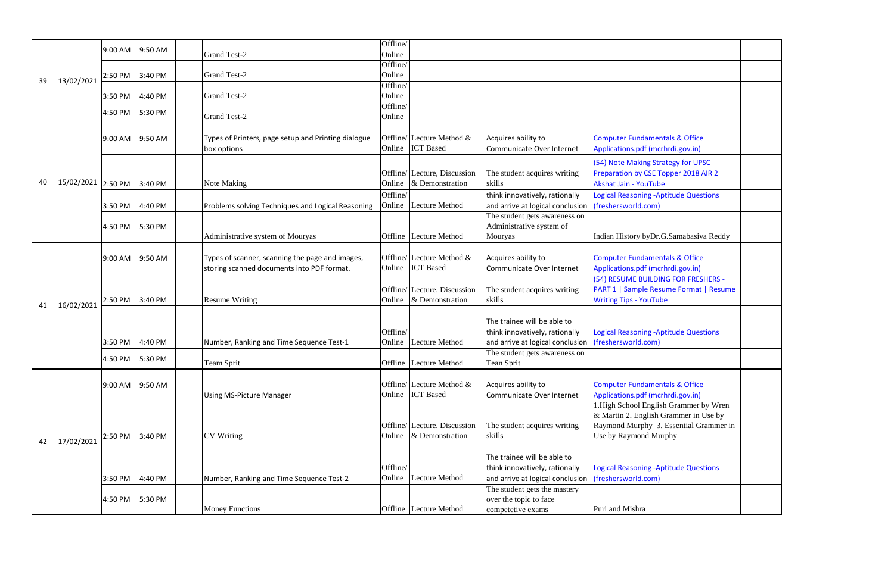| | | | | | | | | | |
|---|---|---|---|---|---|---|---|---|---|
| 39 | 13/02/2021 | 9:00 AM | 9:50 AM | | Grand Test-2 | Offline/ Online | | | | |
| | | 2:50 PM | 3:40 PM | | Grand Test-2 | Offline/ Online | | | | |
| | | 3:50 PM | 4:40 PM | | Grand Test-2 | Offline/ Online | | | | |
| | | 4:50 PM | 5:30 PM | | Grand Test-2 | Offline/ Online | | | | |
| 40 | 15/02/2021 | 9:00 AM | 9:50 AM | | Types of Printers, page setup and Printing dialogue box options | Offline/ Online | Lecture Method & ICT Based | Acquires ability to Communicate Over Internet | Computer Fundamentals & Office Applications.pdf (mcrhrdi.gov.in) | |
| | | 2:50 PM | 3:40 PM | | Note Making | Offline/ Online | Lecture, Discussion & Demonstration | The student acquires writing skills | (54) Note Making Strategy for UPSC Preparation by CSE Topper 2018 AIR 2 Akshat Jain - YouTube | |
| | | 3:50 PM | 4:40 PM | | Problems solving Techniques and Logical Reasoning | Offline/ Online | Lecture Method | think innovatively, rationally and arrive at logical conclusion | Logical Reasoning -Aptitude Questions (freshersworld.com) | |
| | | 4:50 PM | 5:30 PM | | Administrative system of Mouryas | Offline | Lecture Method | The student gets awareness on Administrative system of Mouryas | Indian History byDr.G.Samabasiva Reddy | |
| 41 | 16/02/2021 | 9:00 AM | 9:50 AM | | Types of scanner, scanning the page and images, storing scanned documents into PDF format. | Offline/ Online | Lecture Method & ICT Based | Acquires ability to Communicate Over Internet | Computer Fundamentals & Office Applications.pdf (mcrhrdi.gov.in) | |
| | | 2:50 PM | 3:40 PM | | Resume Writing | Offline/ Online | Lecture, Discussion & Demonstration | The student acquires writing skills | (54) RESUME BUILDING FOR FRESHERS - PART 1 \| Sample Resume Format \| Resume Writing Tips - YouTube | |
| | | 3:50 PM | 4:40 PM | | Number, Ranking and Time Sequence Test-1 | Offline/ Online | Lecture Method | The trainee will be able to think innovatively, rationally and arrive at logical conclusion | Logical Reasoning -Aptitude Questions (freshersworld.com) | |
| | | 4:50 PM | 5:30 PM | | Team Sprit | Offline | Lecture Method | The student gets awareness on Tean Sprit | | |
| 42 | 17/02/2021 | 9:00 AM | 9:50 AM | | Using MS-Picture Manager | Offline/ Online | Lecture Method & ICT Based | Acquires ability to Communicate Over Internet | Computer Fundamentals & Office Applications.pdf (mcrhrdi.gov.in) | |
| | | 2:50 PM | 3:40 PM | | CV Writing | Offline/ Online | Lecture, Discussion & Demonstration | The student acquires writing skills | 1.High School English Grammer by Wren & Martin 2. English Grammer in Use by Raymond Murphy 3. Essential Grammer in Use by Raymond Murphy | |
| | | 3:50 PM | 4:40 PM | | Number, Ranking and Time Sequence Test-2 | Offline/ Online | Lecture Method | The trainee will be able to think innovatively, rationally and arrive at logical conclusion | Logical Reasoning -Aptitude Questions (freshersworld.com) | |
| | | 4:50 PM | 5:30 PM | | Money Functions | Offline | Lecture Method | The student gets the mastery over the topic to face competetive exams | Puri and Mishra | |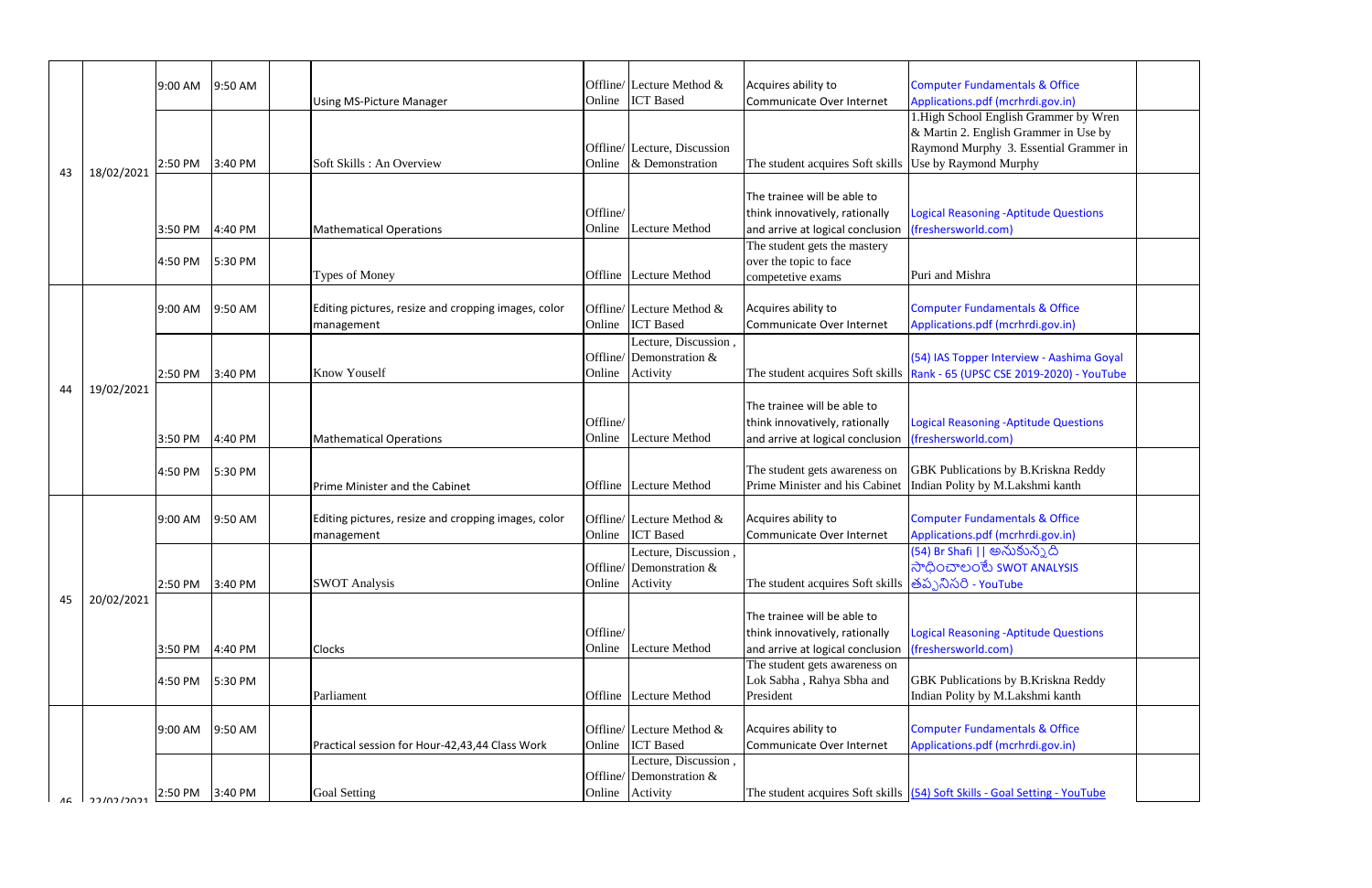| 43 | 18/02/2021 | 9:00 AM | 9:50 AM | | Using MS-Picture Manager | Offline/ Online | Lecture Method & ICT Based | Acquires ability to Communicate Over Internet | Computer Fundamentals & Office Applications.pdf (mcrhrdi.gov.in) | |
|---|---|---|---|---|---|---|---|---|---|---|
| | | 2:50 PM | 3:40 PM | | Soft Skills : An Overview | Offline/ Online | Lecture, Discussion & Demonstration | The student acquires Soft skills | 1.High School English Grammer by Wren & Martin 2. English Grammer in Use by Raymond Murphy 3. Essential Grammer in Use by Raymond Murphy | |
| | | 3:50 PM | 4:40 PM | | Mathematical Operations | Offline/ Online | Lecture Method | The trainee will be able to think innovatively, rationally and arrive at logical conclusion | Logical Reasoning -Aptitude Questions (freshersworld.com) | |
| | | 4:50 PM | 5:30 PM | | Types of Money | Offline | Lecture Method | The student gets the mastery over the topic to face competetive exams | Puri and Mishra | |
| 44 | 19/02/2021 | 9:00 AM | 9:50 AM | | Editing pictures, resize and cropping images, color management | Offline/ Online | Lecture Method & ICT Based | Acquires ability to Communicate Over Internet | Computer Fundamentals & Office Applications.pdf (mcrhrdi.gov.in) | |
| | | 2:50 PM | 3:40 PM | | Know Youself | Offline/ Online | Lecture, Discussion , Demonstration & Activity | The student acquires Soft skills | (54) IAS Topper Interview - Aashima Goyal Rank - 65 (UPSC CSE 2019-2020) - YouTube | |
| | | 3:50 PM | 4:40 PM | | Mathematical Operations | Offline/ Online | Lecture Method | The trainee will be able to think innovatively, rationally and arrive at logical conclusion | Logical Reasoning -Aptitude Questions (freshersworld.com) | |
| | | 4:50 PM | 5:30 PM | | Prime Minister and the Cabinet | Offline | Lecture Method | The student gets awareness on Prime Minister and his Cabinet | GBK Publications by B.Kriskna Reddy Indian Polity by M.Lakshmi kanth | |
| 45 | 20/02/2021 | 9:00 AM | 9:50 AM | | Editing pictures, resize and cropping images, color management | Offline/ Online | Lecture Method & ICT Based | Acquires ability to Communicate Over Internet | Computer Fundamentals & Office Applications.pdf (mcrhrdi.gov.in) | |
| | | 2:50 PM | 3:40 PM | | SWOT Analysis | Offline/ Online | Lecture, Discussion , Demonstration & Activity | The student acquires Soft skills | (54) Br Shafi \|\| అనుకున్నది సాధించాలంటే SWOT ANALYSIS తప్పనిసరి - YouTube | |
| | | 3:50 PM | 4:40 PM | | Clocks | Offline/ Online | Lecture Method | The trainee will be able to think innovatively, rationally and arrive at logical conclusion | Logical Reasoning -Aptitude Questions (freshersworld.com) | |
| | | 4:50 PM | 5:30 PM | | Parliament | Offline | Lecture Method | The student gets awareness on Lok Sabha , Rahya Sbha and President | GBK Publications by B.Kriskna Reddy Indian Polity by M.Lakshmi kanth | |
| 46 | 22/02/2021 | 9:00 AM | 9:50 AM | | Practical session for Hour-42,43,44 Class Work | Offline/ Online | Lecture Method & ICT Based | Acquires ability to Communicate Over Internet | Computer Fundamentals & Office Applications.pdf (mcrhrdi.gov.in) | |
| | | 2:50 PM | 3:40 PM | | Goal Setting | Offline/ Online | Lecture, Discussion , Demonstration & Activity | The student acquires Soft skills | (54) Soft Skills - Goal Setting - YouTube | |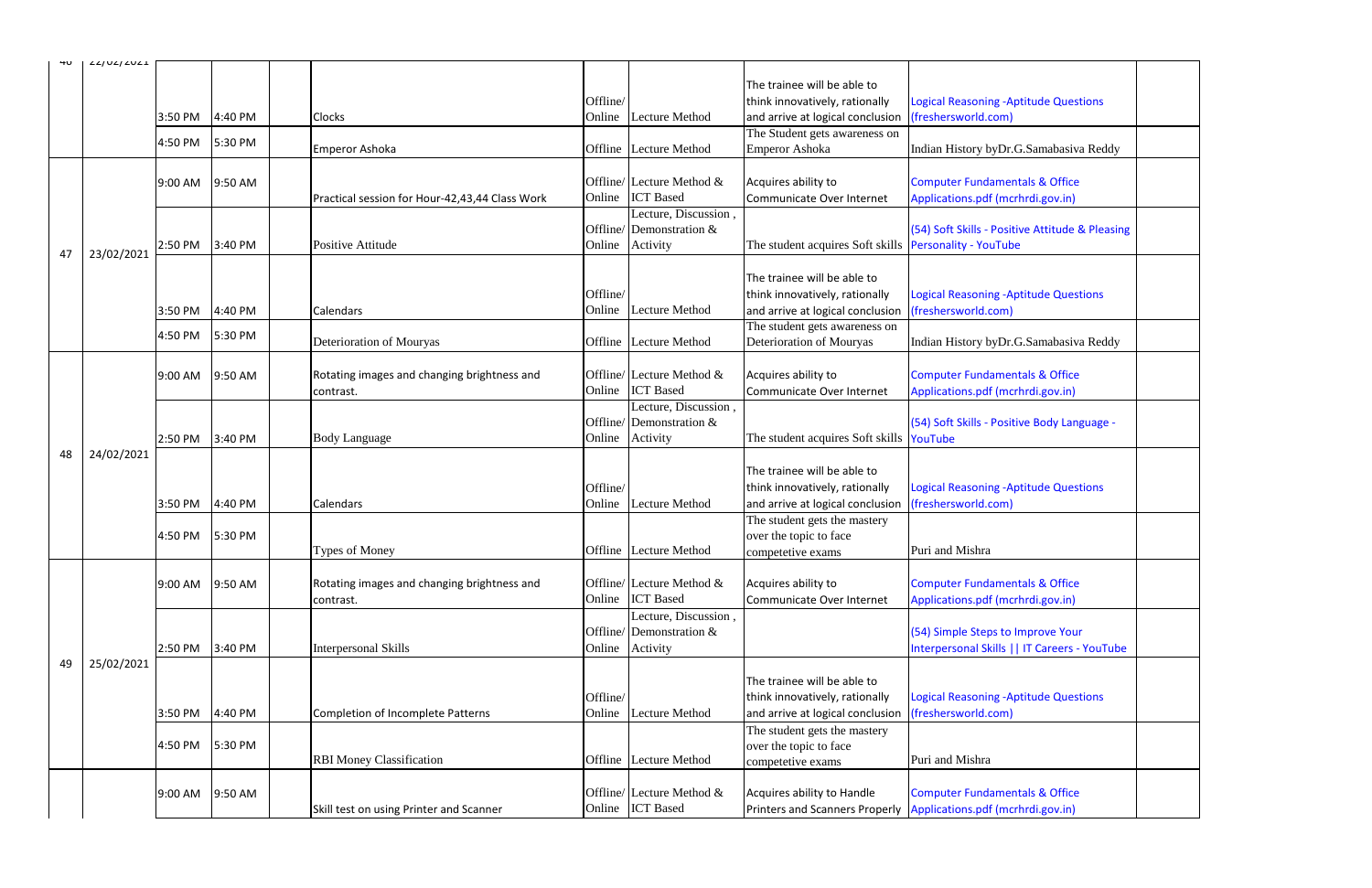| | | | | | | | | | | |
|---|---|---|---|---|---|---|---|---|---|---|
| 46 | 22/02/2021 | 3:50 PM | 4:40 PM | | Clocks | Offline/ Online | Lecture Method | The trainee will be able to think innovatively, rationally and arrive at logical conclusion | Logical Reasoning -Aptitude Questions (freshersworld.com) | |
| | | 4:50 PM | 5:30 PM | | Emperor Ashoka | Offline | Lecture Method | The Student gets awareness on Emperor Ashoka | Indian History byDr.G.Samabasiva Reddy | |
| 47 | 23/02/2021 | 9:00 AM | 9:50 AM | | Practical session for Hour-42,43,44 Class Work | Offline/ Online | Lecture Method & ICT Based | Acquires ability to Communicate Over Internet | Computer Fundamentals & Office Applications.pdf (mcrhrdi.gov.in) | |
| | | 2:50 PM | 3:40 PM | | Positive Attitude | Offline/ Online | Lecture, Discussion , Demonstration & Activity | The student acquires Soft skills | (54) Soft Skills - Positive Attitude & Pleasing Personality - YouTube | |
| | | 3:50 PM | 4:40 PM | | Calendars | Offline/ Online | Lecture Method | The trainee will be able to think innovatively, rationally and arrive at logical conclusion | Logical Reasoning -Aptitude Questions (freshersworld.com) | |
| | | 4:50 PM | 5:30 PM | | Deterioration of Mouryas | Offline | Lecture Method | The student gets awareness on Deterioration of Mouryas | Indian History byDr.G.Samabasiva Reddy | |
| 48 | 24/02/2021 | 9:00 AM | 9:50 AM | | Rotating images and changing brightness and contrast. | Offline/ Online | Lecture Method & ICT Based | Acquires ability to Communicate Over Internet | Computer Fundamentals & Office Applications.pdf (mcrhrdi.gov.in) | |
| | | 2:50 PM | 3:40 PM | | Body Language | Offline/ Online | Lecture, Discussion , Demonstration & Activity | The student acquires Soft skills | (54) Soft Skills - Positive Body Language - YouTube | |
| | | 3:50 PM | 4:40 PM | | Calendars | Offline/ Online | Lecture Method | The trainee will be able to think innovatively, rationally and arrive at logical conclusion | Logical Reasoning -Aptitude Questions (freshersworld.com) | |
| | | 4:50 PM | 5:30 PM | | Types of Money | Offline | Lecture Method | The student gets the mastery over the topic to face competetive exams | Puri and Mishra | |
| 49 | 25/02/2021 | 9:00 AM | 9:50 AM | | Rotating images and changing brightness and contrast. | Offline/ Online | Lecture Method & ICT Based | Acquires ability to Communicate Over Internet | Computer Fundamentals & Office Applications.pdf (mcrhrdi.gov.in) | |
| | | 2:50 PM | 3:40 PM | | Interpersonal Skills | Offline/ Online | Lecture, Discussion , Demonstration & Activity | | (54) Simple Steps to Improve Your Interpersonal Skills \|\| IT Careers - YouTube | |
| | | 3:50 PM | 4:40 PM | | Completion of Incomplete Patterns | Offline/ Online | Lecture Method | The trainee will be able to think innovatively, rationally and arrive at logical conclusion | Logical Reasoning -Aptitude Questions (freshersworld.com) | |
| | | 4:50 PM | 5:30 PM | | RBI Money Classification | Offline | Lecture Method | The student gets the mastery over the topic to face competetive exams | Puri and Mishra | |
| | | 9:00 AM | 9:50 AM | | Skill test on using Printer and Scanner | Offline/ Online | Lecture Method & ICT Based | Acquires ability to Handle Printers and Scanners Properly | Computer Fundamentals & Office Applications.pdf (mcrhrdi.gov.in) | |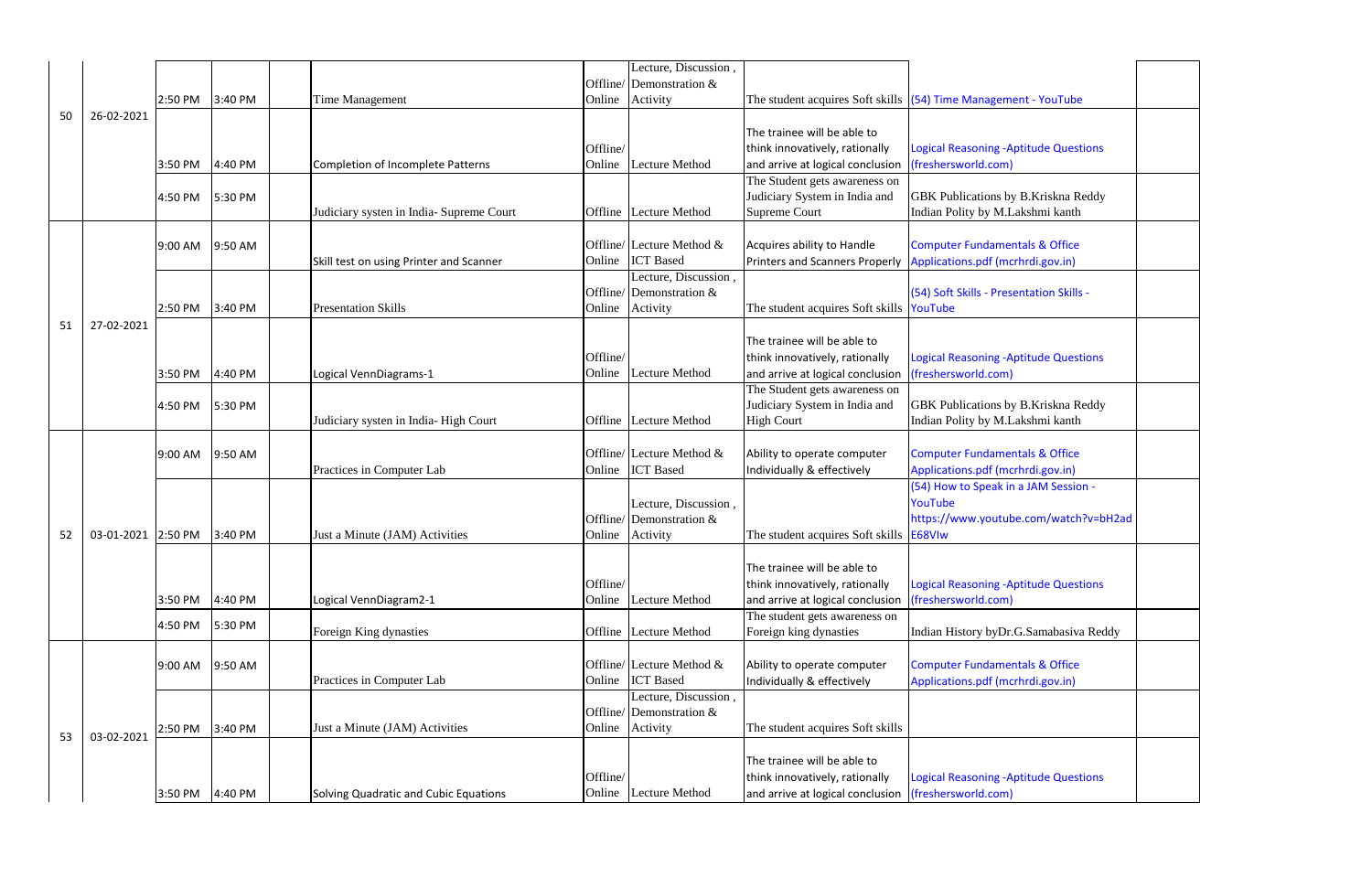| | | | | | | | | | | |
|---|---|---|---|---|---|---|---|---|---|---|
| 50 | 26-02-2021 | 2:50 PM | 3:40 PM | | Time Management | Offline/ Online | Lecture, Discussion , Demonstration & Activity | The student acquires Soft skills | (54) Time Management - YouTube | |
| | | 3:50 PM | 4:40 PM | | Completion of Incomplete Patterns | Offline/ Online | Lecture Method | The trainee will be able to think innovatively, rationally and arrive at logical conclusion | Logical Reasoning -Aptitude Questions (freshersworld.com) | |
| | | 4:50 PM | 5:30 PM | | Judiciary systen in India- Supreme Court | Offline | Lecture Method | The Student gets awareness on Judiciary System in India and Supreme Court | GBK Publications by B.Kriskna Reddy Indian Polity by M.Lakshmi kanth | |
| 51 | 27-02-2021 | 9:00 AM | 9:50 AM | | Skill test on using Printer and Scanner | Offline/ Online | Lecture Method & ICT Based | Acquires ability to Handle Printers and Scanners Properly | Computer Fundamentals & Office Applications.pdf (mcrhrdi.gov.in) | |
| | | 2:50 PM | 3:40 PM | | Presentation Skills | Offline/ Online | Lecture, Discussion , Demonstration & Activity | The student acquires Soft skills | (54) Soft Skills - Presentation Skills - YouTube | |
| | | 3:50 PM | 4:40 PM | | Logical VennDiagrams-1 | Offline/ Online | Lecture Method | The trainee will be able to think innovatively, rationally and arrive at logical conclusion | Logical Reasoning -Aptitude Questions (freshersworld.com) | |
| | | 4:50 PM | 5:30 PM | | Judiciary systen in India- High Court | Offline | Lecture Method | The Student gets awareness on Judiciary System in India and High Court | GBK Publications by B.Kriskna Reddy Indian Polity by M.Lakshmi kanth | |
| 52 | 03-01-2021 | 9:00 AM | 9:50 AM | | Practices in Computer Lab | Offline/ Online | Lecture Method & ICT Based | Ability to operate computer Individually & effectively | Computer Fundamentals & Office Applications.pdf (mcrhrdi.gov.in) | |
| | | 2:50 PM | 3:40 PM | | Just a Minute (JAM) Activities | Offline/ Online | Lecture, Discussion , Demonstration & Activity | The student acquires Soft skills | (54) How to Speak in a JAM Session - YouTube https://www.youtube.com/watch?v=bH2adE68VIw | |
| | | 3:50 PM | 4:40 PM | | Logical VennDiagram2-1 | Offline/ Online | Lecture Method | The trainee will be able to think innovatively, rationally and arrive at logical conclusion | Logical Reasoning -Aptitude Questions (freshersworld.com) | |
| | | 4:50 PM | 5:30 PM | | Foreign King dynasties | Offline | Lecture Method | The student gets awareness on Foreign king dynasties | Indian History byDr.G.Samabasiva Reddy | |
| 53 | 03-02-2021 | 9:00 AM | 9:50 AM | | Practices in Computer Lab | Offline/ Online | Lecture Method & ICT Based | Ability to operate computer Individually & effectively | Computer Fundamentals & Office Applications.pdf (mcrhrdi.gov.in) | |
| | | 2:50 PM | 3:40 PM | | Just a Minute (JAM) Activities | Offline/ Online | Lecture, Discussion , Demonstration & Activity | The student acquires Soft skills | | |
| | | 3:50 PM | 4:40 PM | | Solving Quadratic and Cubic Equations | Offline/ Online | Lecture Method | The trainee will be able to think innovatively, rationally and arrive at logical conclusion | Logical Reasoning -Aptitude Questions (freshersworld.com) | |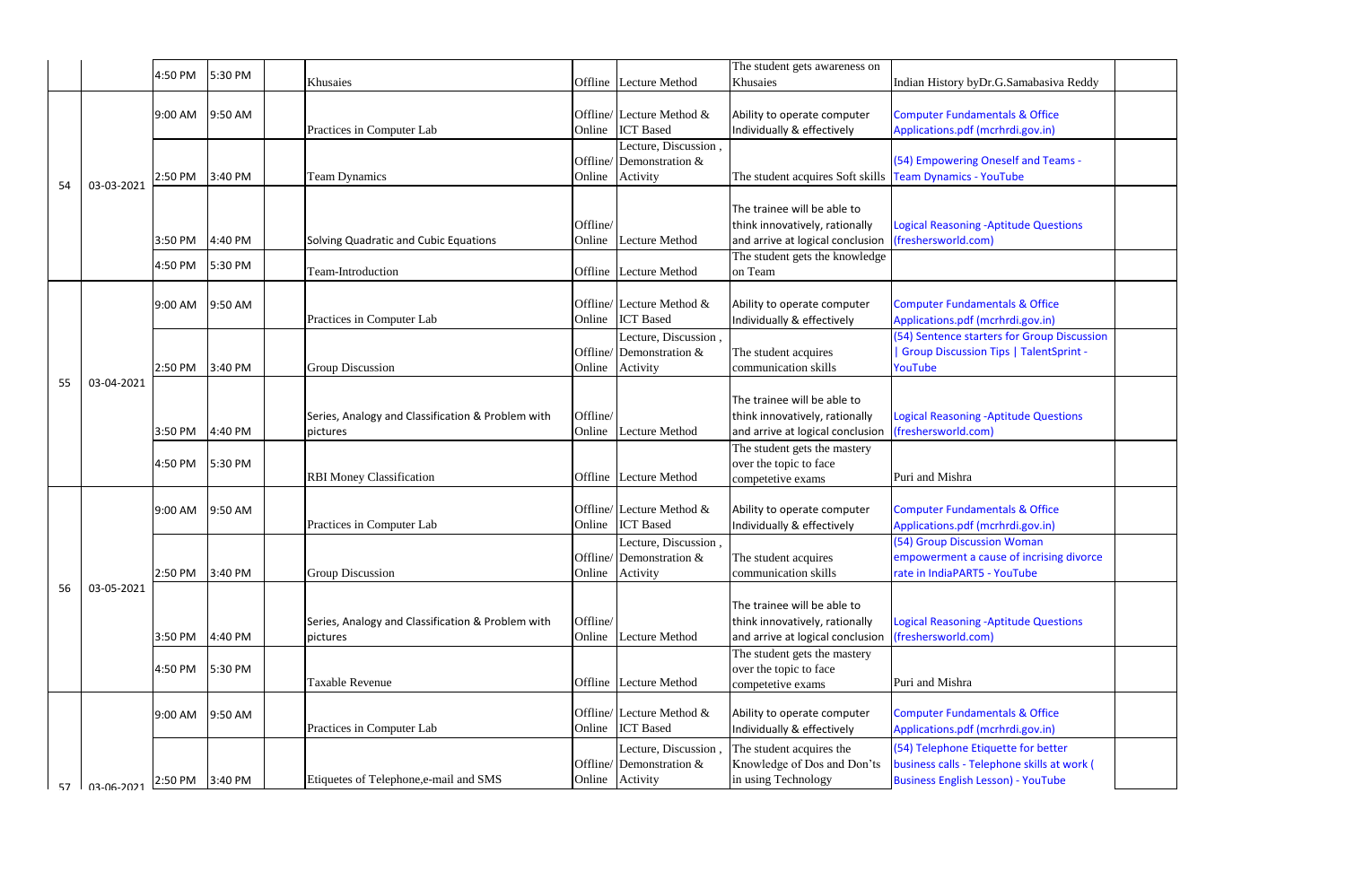|  |  | 4:50 PM | 5:30 PM |  | Khusaies | Offline | Lecture Method | The student gets awareness on Khusaies | Indian History byDr.G.Samabasiva Reddy |  |
|---|---|---|---|---|---|---|---|---|---|---|
| 54 | 03-03-2021 | 9:00 AM | 9:50 AM |  | Practices in Computer Lab | Offline/ Online | Lecture Method & ICT Based | Ability to operate computer Individually & effectively | Computer Fundamentals & Office Applications.pdf (mcrhrdi.gov.in) |  |
|  |  | 2:50 PM | 3:40 PM |  | Team Dynamics | Offline/ Online | Lecture, Discussion , Demonstration & Activity | The student acquires Soft skills | (54) Empowering Oneself and Teams - Team Dynamics - YouTube |  |
|  |  | 3:50 PM | 4:40 PM |  | Solving Quadratic and Cubic Equations | Offline/ Online | Lecture Method | The trainee will be able to think innovatively, rationally and arrive at logical conclusion | Logical Reasoning -Aptitude Questions (freshersworld.com) |  |
|  |  | 4:50 PM | 5:30 PM |  | Team-Introduction | Offline | Lecture Method | The student gets the knowledge on Team |  |  |
| 55 | 03-04-2021 | 9:00 AM | 9:50 AM |  | Practices in Computer Lab | Offline/ Online | Lecture Method & ICT Based | Ability to operate computer Individually & effectively | Computer Fundamentals & Office Applications.pdf (mcrhrdi.gov.in) |  |
|  |  | 2:50 PM | 3:40 PM |  | Group Discussion | Offline/ Online | Lecture, Discussion , Demonstration & Activity | The student acquires communication skills | (54) Sentence starters for Group Discussion \| Group Discussion Tips \| TalentSprint - YouTube |  |
|  |  | 3:50 PM | 4:40 PM |  | Series, Analogy and Classification & Problem with pictures | Offline/ Online | Lecture Method | The trainee will be able to think innovatively, rationally and arrive at logical conclusion | Logical Reasoning -Aptitude Questions (freshersworld.com) |  |
|  |  | 4:50 PM | 5:30 PM |  | RBI Money Classification | Offline | Lecture Method | The student gets the mastery over the topic to face competetive exams | Puri and Mishra |  |
| 56 | 03-05-2021 | 9:00 AM | 9:50 AM |  | Practices in Computer Lab | Offline/ Online | Lecture Method & ICT Based | Ability to operate computer Individually & effectively | Computer Fundamentals & Office Applications.pdf (mcrhrdi.gov.in) |  |
|  |  | 2:50 PM | 3:40 PM |  | Group Discussion | Offline/ Online | Lecture, Discussion , Demonstration & Activity | The student acquires communication skills | (54) Group Discussion Woman empowerment a cause of incrising divorce rate in IndiaPART5 - YouTube |  |
|  |  | 3:50 PM | 4:40 PM |  | Series, Analogy and Classification & Problem with pictures | Offline/ Online | Lecture Method | The trainee will be able to think innovatively, rationally and arrive at logical conclusion | Logical Reasoning -Aptitude Questions (freshersworld.com) |  |
|  |  | 4:50 PM | 5:30 PM |  | Taxable Revenue | Offline | Lecture Method | The student gets the mastery over the topic to face competetive exams | Puri and Mishra |  |
| 57 | 03-06-2021 | 9:00 AM | 9:50 AM |  | Practices in Computer Lab | Offline/ Online | Lecture Method & ICT Based | Ability to operate computer Individually & effectively | Computer Fundamentals & Office Applications.pdf (mcrhrdi.gov.in) |  |
|  |  | 2:50 PM | 3:40 PM |  | Etiquetes of Telephone,e-mail and SMS | Offline/ Online | Lecture, Discussion , Demonstration & Activity | The student acquires the Knowledge of Dos and Don'ts in using Technology | (54) Telephone Etiquette for better business calls - Telephone skills at work ( Business English Lesson) - YouTube |  |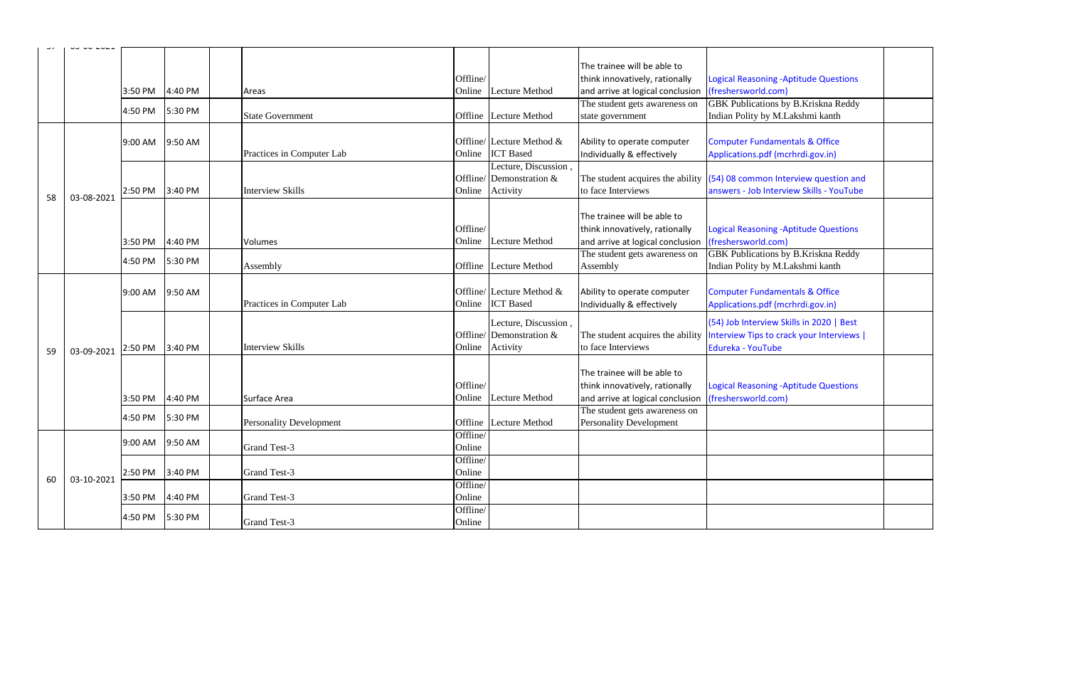| | | | | | | | | | | |
|---|---|---|---|---|---|---|---|---|---|---|
| | | 3:50 PM | 4:40 PM | | Areas | Offline/ Online | Lecture Method | The trainee will be able to think innovatively, rationally and arrive at logical conclusion | Logical Reasoning -Aptitude Questions (freshersworld.com) | |
| | | 4:50 PM | 5:30 PM | | State Government | Offline | Lecture Method | The student gets awareness on state government | GBK Publications by B.Kriskna Reddy Indian Polity by M.Lakshmi kanth | |
| 58 | 03-08-2021 | 9:00 AM | 9:50 AM | | Practices in Computer Lab | Offline/ Online | Lecture Method & ICT Based | Ability to operate computer Individually & effectively | Computer Fundamentals & Office Applications.pdf (mcrhrdi.gov.in) | |
| | | 2:50 PM | 3:40 PM | | Interview Skills | Offline/ Online | Lecture, Discussion , Demonstration & Activity | The student acquires the ability to face Interviews | (54) 08 common Interview question and answers - Job Interview Skills - YouTube | |
| | | 3:50 PM | 4:40 PM | | Volumes | Offline/ Online | Lecture Method | The trainee will be able to think innovatively, rationally and arrive at logical conclusion | Logical Reasoning -Aptitude Questions (freshersworld.com) | |
| | | 4:50 PM | 5:30 PM | | Assembly | Offline | Lecture Method | The student gets awareness on Assembly | GBK Publications by B.Kriskna Reddy Indian Polity by M.Lakshmi kanth | |
| 59 | 03-09-2021 | 9:00 AM | 9:50 AM | | Practices in Computer Lab | Offline/ Online | Lecture Method & ICT Based | Ability to operate computer Individually & effectively | Computer Fundamentals & Office Applications.pdf (mcrhrdi.gov.in) | |
| | | 2:50 PM | 3:40 PM | | Interview Skills | Offline/ Online | Lecture, Discussion , Demonstration & Activity | The student acquires the ability to face Interviews | (54) Job Interview Skills in 2020 \| Best Interview Tips to crack your Interviews \| Edureka - YouTube | |
| | | 3:50 PM | 4:40 PM | | Surface Area | Offline/ Online | Lecture Method | The trainee will be able to think innovatively, rationally and arrive at logical conclusion | Logical Reasoning -Aptitude Questions (freshersworld.com) | |
| | | 4:50 PM | 5:30 PM | | Personality Development | Offline | Lecture Method | The student gets awareness on Personality Development | | |
| 60 | 03-10-2021 | 9:00 AM | 9:50 AM | | Grand Test-3 | Offline/ Online | | | | |
| | | 2:50 PM | 3:40 PM | | Grand Test-3 | Offline/ Online | | | | |
| | | 3:50 PM | 4:40 PM | | Grand Test-3 | Offline/ Online | | | | |
| | | 4:50 PM | 5:30 PM | | Grand Test-3 | Offline/ Online | | | | |